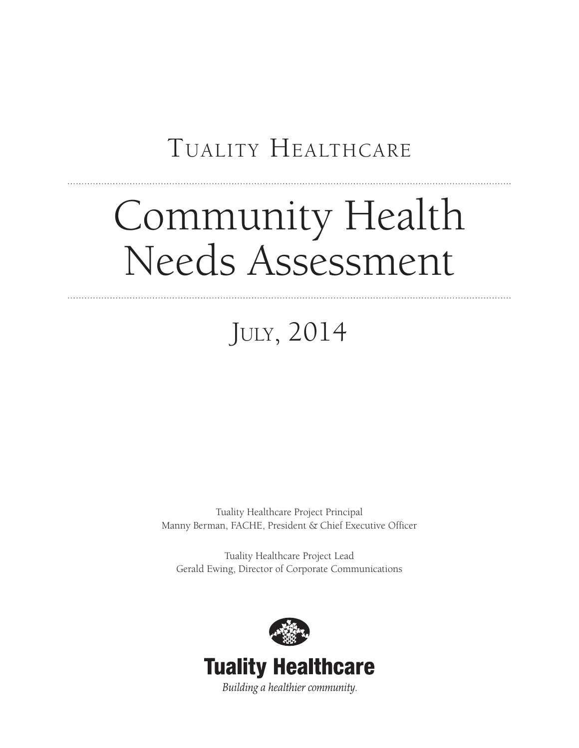# Tuality Healthcare

# Community Health Needs Assessment

## July, 2014

Tuality Healthcare Project Principal
Manny Berman, FACHE, President & Chief Executive Officer

Tuality Healthcare Project Lead
Gerald Ewing, Director of Corporate Communications

**Tuality Healthcare**

*Building a healthier community.*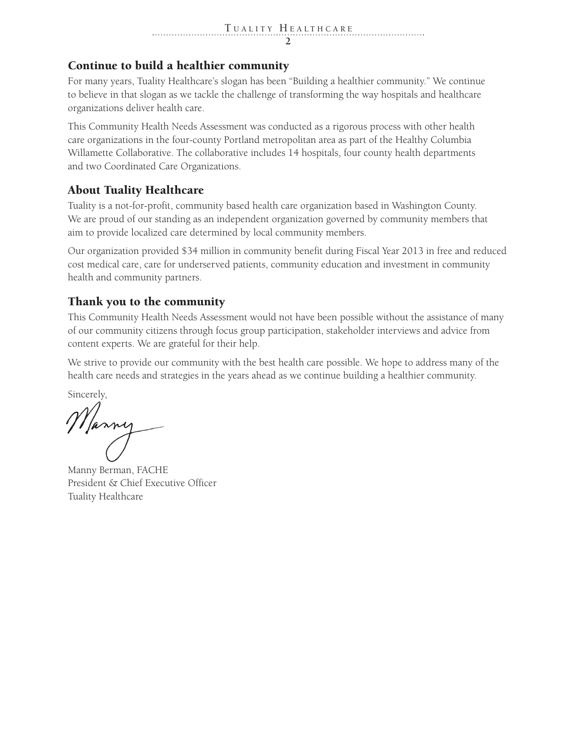## Continue to build a healthier community

For many years, Tuality Healthcare's slogan has been "Building a healthier community." We continue to believe in that slogan as we tackle the challenge of transforming the way hospitals and healthcare organizations deliver health care.

This Community Health Needs Assessment was conducted as a rigorous process with other health care organizations in the four-county Portland metropolitan area as part of the Healthy Columbia Willamette Collaborative. The collaborative includes 14 hospitals, four county health departments and two Coordinated Care Organizations.

## About Tuality Healthcare

Tuality is a not-for-profit, community based health care organization based in Washington County. We are proud of our standing as an independent organization governed by community members that aim to provide localized care determined by local community members.

Our organization provided $34 million in community benefit during Fiscal Year 2013 in free and reduced cost medical care, care for underserved patients, community education and investment in community health and community partners.

## Thank you to the community

This Community Health Needs Assessment would not have been possible without the assistance of many of our community citizens through focus group participation, stakeholder interviews and advice from content experts. We are grateful for their help.

We strive to provide our community with the best health care possible. We hope to address many of the health care needs and strategies in the years ahead as we continue building a healthier community.

Sincerely,

Manny Berman, FACHE
President & Chief Executive Officer
Tuality Healthcare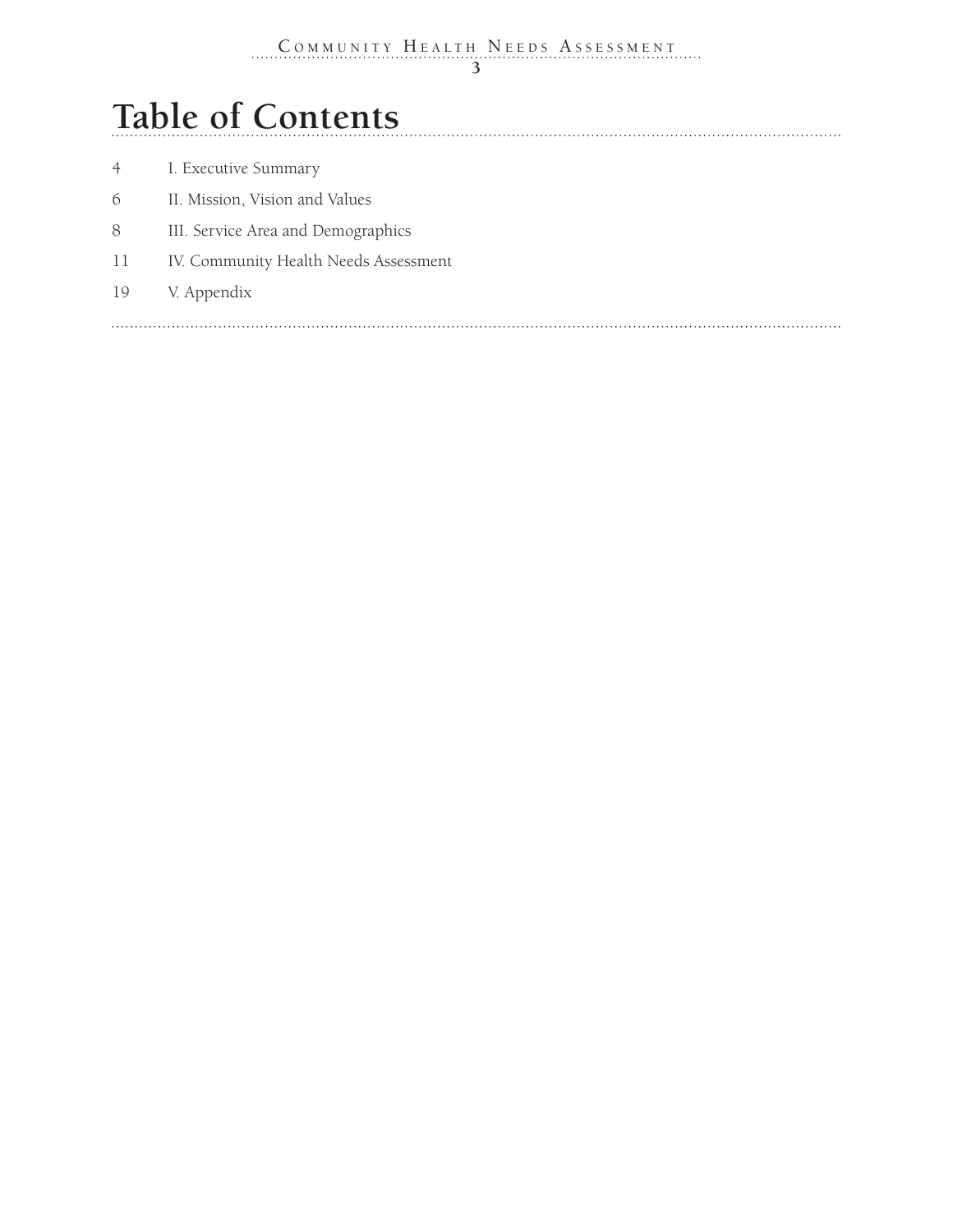# Table of Contents

| | |
|---|---|
| 4 | I. Executive Summary |
| 6 | II. Mission, Vision and Values |
| 8 | III. Service Area and Demographics |
| 11 | IV. Community Health Needs Assessment |
| 19 | V. Appendix |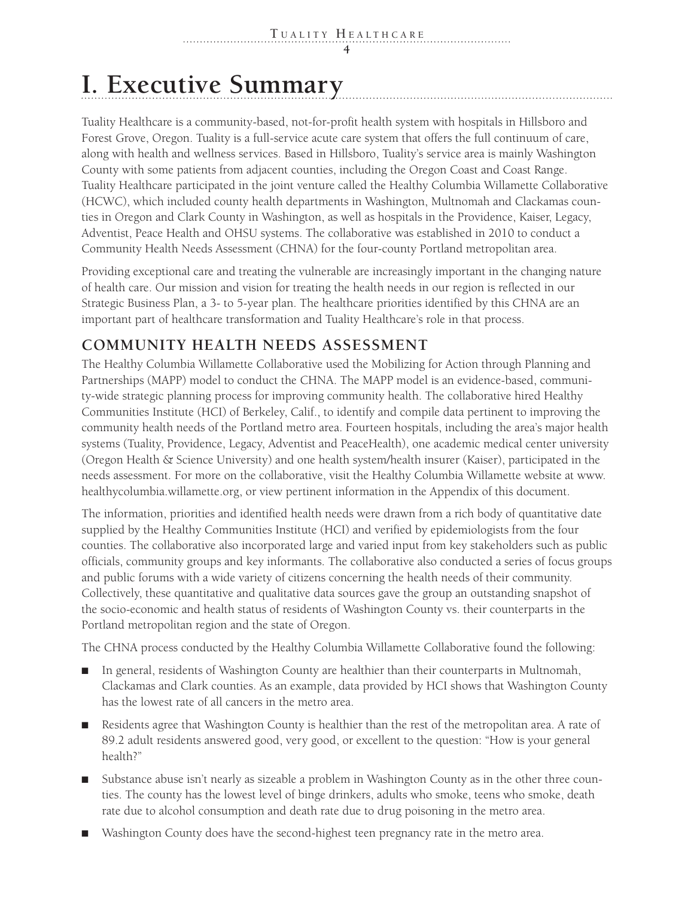# I. Executive Summary

Tuality Healthcare is a community-based, not-for-profit health system with hospitals in Hillsboro and Forest Grove, Oregon. Tuality is a full-service acute care system that offers the full continuum of care, along with health and wellness services. Based in Hillsboro, Tuality's service area is mainly Washington County with some patients from adjacent counties, including the Oregon Coast and Coast Range. Tuality Healthcare participated in the joint venture called the Healthy Columbia Willamette Collaborative (HCWC), which included county health departments in Washington, Multnomah and Clackamas counties in Oregon and Clark County in Washington, as well as hospitals in the Providence, Kaiser, Legacy, Adventist, Peace Health and OHSU systems. The collaborative was established in 2010 to conduct a Community Health Needs Assessment (CHNA) for the four-county Portland metropolitan area.

Providing exceptional care and treating the vulnerable are increasingly important in the changing nature of health care. Our mission and vision for treating the health needs in our region is reflected in our Strategic Business Plan, a 3- to 5-year plan. The healthcare priorities identified by this CHNA are an important part of healthcare transformation and Tuality Healthcare's role in that process.

## COMMUNITY HEALTH NEEDS ASSESSMENT

The Healthy Columbia Willamette Collaborative used the Mobilizing for Action through Planning and Partnerships (MAPP) model to conduct the CHNA. The MAPP model is an evidence-based, community-wide strategic planning process for improving community health. The collaborative hired Healthy Communities Institute (HCI) of Berkeley, Calif., to identify and compile data pertinent to improving the community health needs of the Portland metro area. Fourteen hospitals, including the area's major health systems (Tuality, Providence, Legacy, Adventist and PeaceHealth), one academic medical center university (Oregon Health & Science University) and one health system/health insurer (Kaiser), participated in the needs assessment. For more on the collaborative, visit the Healthy Columbia Willamette website at www.healthycolumbia.willamette.org, or view pertinent information in the Appendix of this document.

The information, priorities and identified health needs were drawn from a rich body of quantitative date supplied by the Healthy Communities Institute (HCI) and verified by epidemiologists from the four counties. The collaborative also incorporated large and varied input from key stakeholders such as public officials, community groups and key informants. The collaborative also conducted a series of focus groups and public forums with a wide variety of citizens concerning the health needs of their community. Collectively, these quantitative and qualitative data sources gave the group an outstanding snapshot of the socio-economic and health status of residents of Washington County vs. their counterparts in the Portland metropolitan region and the state of Oregon.

The CHNA process conducted by the Healthy Columbia Willamette Collaborative found the following:

- In general, residents of Washington County are healthier than their counterparts in Multnomah, Clackamas and Clark counties. As an example, data provided by HCI shows that Washington County has the lowest rate of all cancers in the metro area.
- Residents agree that Washington County is healthier than the rest of the metropolitan area. A rate of 89.2 adult residents answered good, very good, or excellent to the question: "How is your general health?"
- Substance abuse isn't nearly as sizeable a problem in Washington County as in the other three counties. The county has the lowest level of binge drinkers, adults who smoke, teens who smoke, death rate due to alcohol consumption and death rate due to drug poisoning in the metro area.
- Washington County does have the second-highest teen pregnancy rate in the metro area.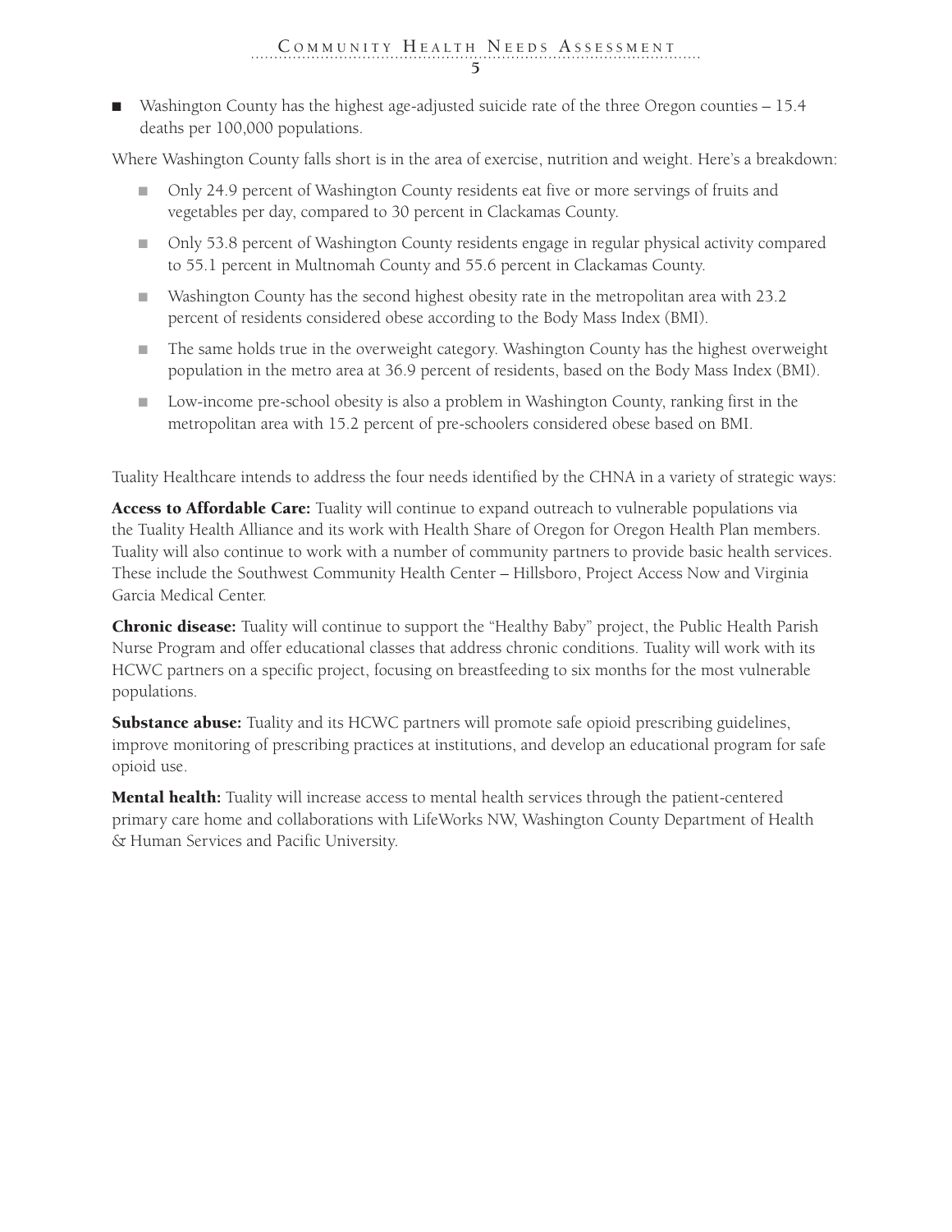- Washington County has the highest age-adjusted suicide rate of the three Oregon counties – 15.4 deaths per 100,000 populations.

Where Washington County falls short is in the area of exercise, nutrition and weight. Here's a breakdown:

- Only 24.9 percent of Washington County residents eat five or more servings of fruits and vegetables per day, compared to 30 percent in Clackamas County.
- Only 53.8 percent of Washington County residents engage in regular physical activity compared to 55.1 percent in Multnomah County and 55.6 percent in Clackamas County.
- Washington County has the second highest obesity rate in the metropolitan area with 23.2 percent of residents considered obese according to the Body Mass Index (BMI).
- The same holds true in the overweight category. Washington County has the highest overweight population in the metro area at 36.9 percent of residents, based on the Body Mass Index (BMI).
- Low-income pre-school obesity is also a problem in Washington County, ranking first in the metropolitan area with 15.2 percent of pre-schoolers considered obese based on BMI.

Tuality Healthcare intends to address the four needs identified by the CHNA in a variety of strategic ways:

**Access to Affordable Care:** Tuality will continue to expand outreach to vulnerable populations via the Tuality Health Alliance and its work with Health Share of Oregon for Oregon Health Plan members. Tuality will also continue to work with a number of community partners to provide basic health services. These include the Southwest Community Health Center – Hillsboro, Project Access Now and Virginia Garcia Medical Center.

**Chronic disease:** Tuality will continue to support the "Healthy Baby" project, the Public Health Parish Nurse Program and offer educational classes that address chronic conditions. Tuality will work with its HCWC partners on a specific project, focusing on breastfeeding to six months for the most vulnerable populations.

**Substance abuse:** Tuality and its HCWC partners will promote safe opioid prescribing guidelines, improve monitoring of prescribing practices at institutions, and develop an educational program for safe opioid use.

**Mental health:** Tuality will increase access to mental health services through the patient-centered primary care home and collaborations with LifeWorks NW, Washington County Department of Health & Human Services and Pacific University.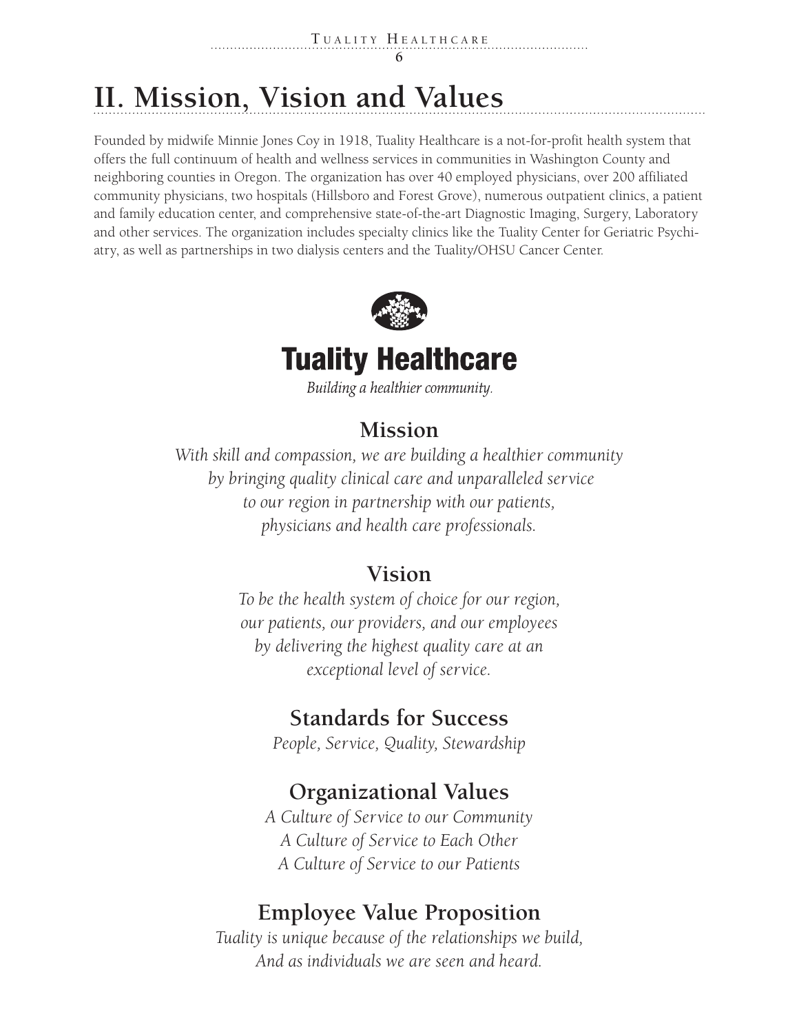# II. Mission, Vision and Values

Founded by midwife Minnie Jones Coy in 1918, Tuality Healthcare is a not-for-profit health system that offers the full continuum of health and wellness services in communities in Washington County and neighboring counties in Oregon. The organization has over 40 employed physicians, over 200 affiliated community physicians, two hospitals (Hillsboro and Forest Grove), numerous outpatient clinics, a patient and family education center, and comprehensive state-of-the-art Diagnostic Imaging, Surgery, Laboratory and other services. The organization includes specialty clinics like the Tuality Center for Geriatric Psychiatry, as well as partnerships in two dialysis centers and the Tuality/OHSU Cancer Center.

**Tuality Healthcare**

*Building a healthier community.*

## Mission

*With skill and compassion, we are building a healthier community by bringing quality clinical care and unparalleled service to our region in partnership with our patients, physicians and health care professionals.*

## Vision

*To be the health system of choice for our region, our patients, our providers, and our employees by delivering the highest quality care at an exceptional level of service.*

## Standards for Success

*People, Service, Quality, Stewardship*

## Organizational Values

*A Culture of Service to our Community*
*A Culture of Service to Each Other*
*A Culture of Service to our Patients*

## Employee Value Proposition

*Tuality is unique because of the relationships we build,*
*And as individuals we are seen and heard.*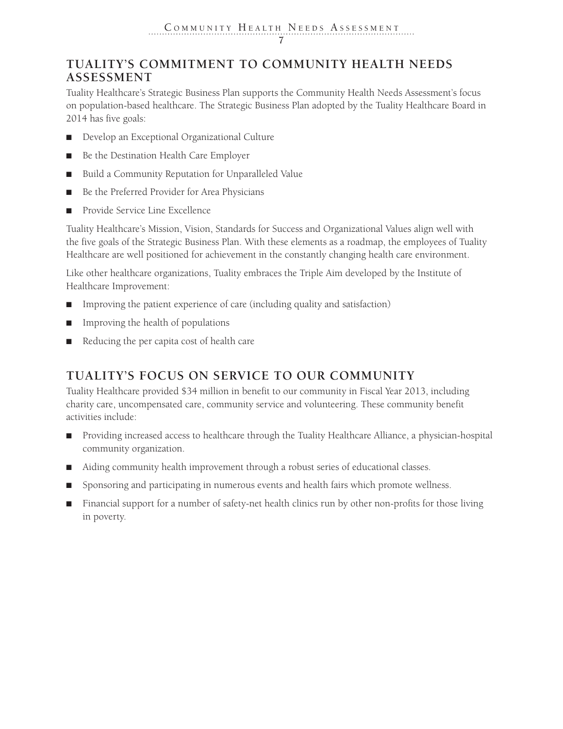## TUALITY'S COMMITMENT TO COMMUNITY HEALTH NEEDS ASSESSMENT

Tuality Healthcare's Strategic Business Plan supports the Community Health Needs Assessment's focus on population-based healthcare. The Strategic Business Plan adopted by the Tuality Healthcare Board in 2014 has five goals:

- Develop an Exceptional Organizational Culture
- Be the Destination Health Care Employer
- Build a Community Reputation for Unparalleled Value
- Be the Preferred Provider for Area Physicians
- Provide Service Line Excellence

Tuality Healthcare's Mission, Vision, Standards for Success and Organizational Values align well with the five goals of the Strategic Business Plan. With these elements as a roadmap, the employees of Tuality Healthcare are well positioned for achievement in the constantly changing health care environment.

Like other healthcare organizations, Tuality embraces the Triple Aim developed by the Institute of Healthcare Improvement:

- Improving the patient experience of care (including quality and satisfaction)
- Improving the health of populations
- Reducing the per capita cost of health care

## TUALITY'S FOCUS ON SERVICE TO OUR COMMUNITY

Tuality Healthcare provided $34 million in benefit to our community in Fiscal Year 2013, including charity care, uncompensated care, community service and volunteering. These community benefit activities include:

- Providing increased access to healthcare through the Tuality Healthcare Alliance, a physician-hospital community organization.
- Aiding community health improvement through a robust series of educational classes.
- Sponsoring and participating in numerous events and health fairs which promote wellness.
- Financial support for a number of safety-net health clinics run by other non-profits for those living in poverty.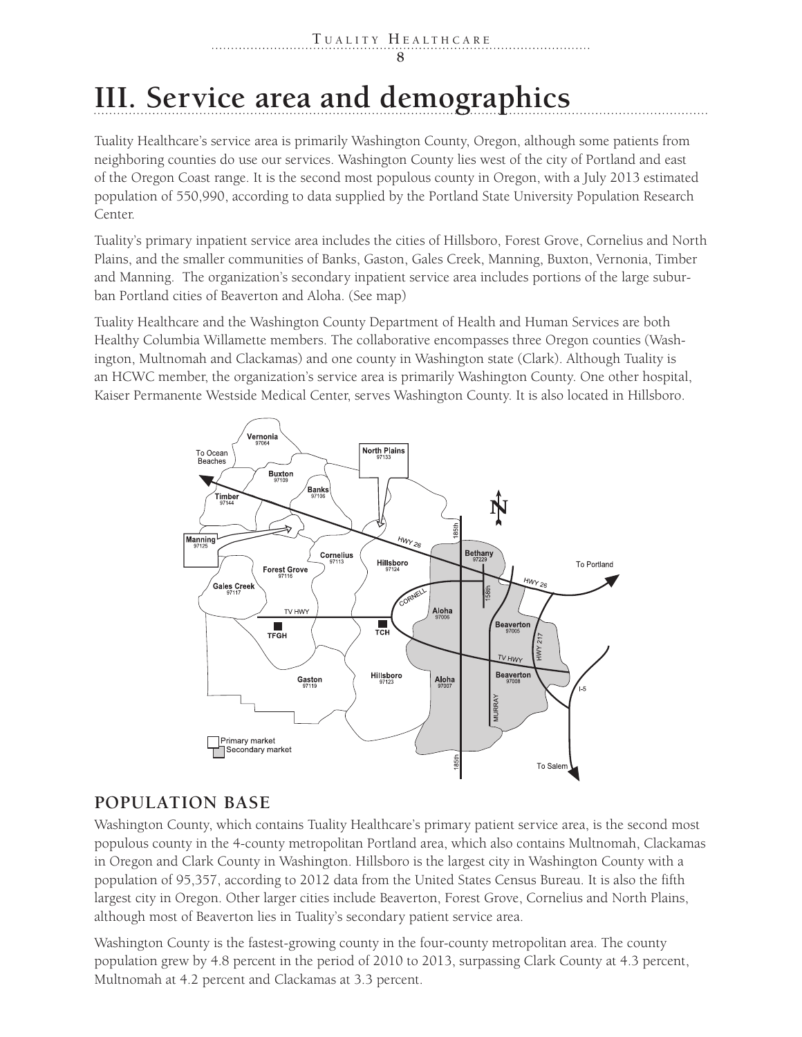# III. Service area and demographics

Tuality Healthcare's service area is primarily Washington County, Oregon, although some patients from neighboring counties do use our services. Washington County lies west of the city of Portland and east of the Oregon Coast range. It is the second most populous county in Oregon, with a July 2013 estimated population of 550,990, according to data supplied by the Portland State University Population Research Center.

Tuality's primary inpatient service area includes the cities of Hillsboro, Forest Grove, Cornelius and North Plains, and the smaller communities of Banks, Gaston, Gales Creek, Manning, Buxton, Vernonia, Timber and Manning. The organization's secondary inpatient service area includes portions of the large suburban Portland cities of Beaverton and Aloha. (See map)

Tuality Healthcare and the Washington County Department of Health and Human Services are both Healthy Columbia Willamette members. The collaborative encompasses three Oregon counties (Washington, Multnomah and Clackamas) and one county in Washington state (Clark). Although Tuality is an HCWC member, the organization's service area is primarily Washington County. One other hospital, Kaiser Permanente Westside Medical Center, serves Washington County. It is also located in Hillsboro.

## POPULATION BASE

Washington County, which contains Tuality Healthcare's primary patient service area, is the second most populous county in the 4-county metropolitan Portland area, which also contains Multnomah, Clackamas in Oregon and Clark County in Washington. Hillsboro is the largest city in Washington County with a population of 95,357, according to 2012 data from the United States Census Bureau. It is also the fifth largest city in Oregon. Other larger cities include Beaverton, Forest Grove, Cornelius and North Plains, although most of Beaverton lies in Tuality's secondary patient service area.

Washington County is the fastest-growing county in the four-county metropolitan area. The county population grew by 4.8 percent in the period of 2010 to 2013, surpassing Clark County at 4.3 percent, Multnomah at 4.2 percent and Clackamas at 3.3 percent.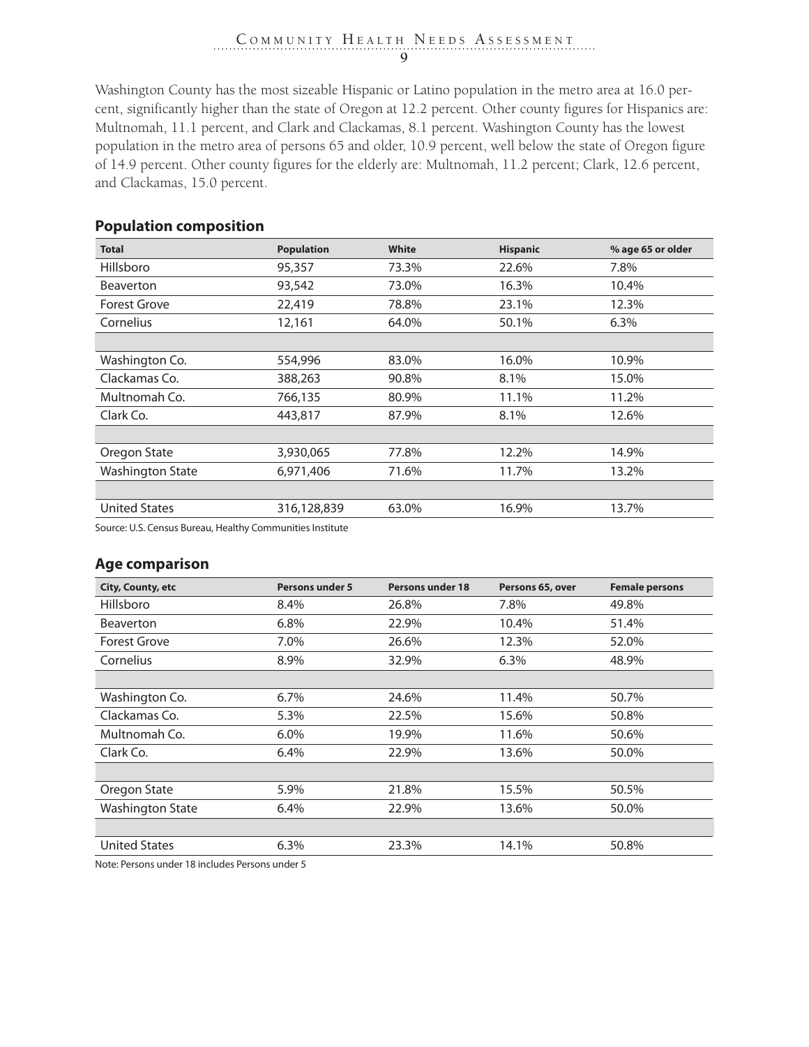Washington County has the most sizeable Hispanic or Latino population in the metro area at 16.0 percent, significantly higher than the state of Oregon at 12.2 percent. Other county figures for Hispanics are: Multnomah, 11.1 percent, and Clark and Clackamas, 8.1 percent. Washington County has the lowest population in the metro area of persons 65 and older, 10.9 percent, well below the state of Oregon figure of 14.9 percent. Other county figures for the elderly are: Multnomah, 11.2 percent; Clark, 12.6 percent, and Clackamas, 15.0 percent.

## Population composition

| Total | Population | White | Hispanic | % age 65 or older |
|---|---|---|---|---|
| Hillsboro | 95,357 | 73.3% | 22.6% | 7.8% |
| Beaverton | 93,542 | 73.0% | 16.3% | 10.4% |
| Forest Grove | 22,419 | 78.8% | 23.1% | 12.3% |
| Cornelius | 12,161 | 64.0% | 50.1% | 6.3% |
| | | | | |
| Washington Co. | 554,996 | 83.0% | 16.0% | 10.9% |
| Clackamas Co. | 388,263 | 90.8% | 8.1% | 15.0% |
| Multnomah Co. | 766,135 | 80.9% | 11.1% | 11.2% |
| Clark Co. | 443,817 | 87.9% | 8.1% | 12.6% |
| | | | | |
| Oregon State | 3,930,065 | 77.8% | 12.2% | 14.9% |
| Washington State | 6,971,406 | 71.6% | 11.7% | 13.2% |
| | | | | |
| United States | 316,128,839 | 63.0% | 16.9% | 13.7% |

Source: U.S. Census Bureau, Healthy Communities Institute

## Age comparison

| City, County, etc | Persons under 5 | Persons under 18 | Persons 65, over | Female persons |
|---|---|---|---|---|
| Hillsboro | 8.4% | 26.8% | 7.8% | 49.8% |
| Beaverton | 6.8% | 22.9% | 10.4% | 51.4% |
| Forest Grove | 7.0% | 26.6% | 12.3% | 52.0% |
| Cornelius | 8.9% | 32.9% | 6.3% | 48.9% |
| | | | | |
| Washington Co. | 6.7% | 24.6% | 11.4% | 50.7% |
| Clackamas Co. | 5.3% | 22.5% | 15.6% | 50.8% |
| Multnomah Co. | 6.0% | 19.9% | 11.6% | 50.6% |
| Clark Co. | 6.4% | 22.9% | 13.6% | 50.0% |
| | | | | |
| Oregon State | 5.9% | 21.8% | 15.5% | 50.5% |
| Washington State | 6.4% | 22.9% | 13.6% | 50.0% |
| | | | | |
| United States | 6.3% | 23.3% | 14.1% | 50.8% |

Note: Persons under 18 includes Persons under 5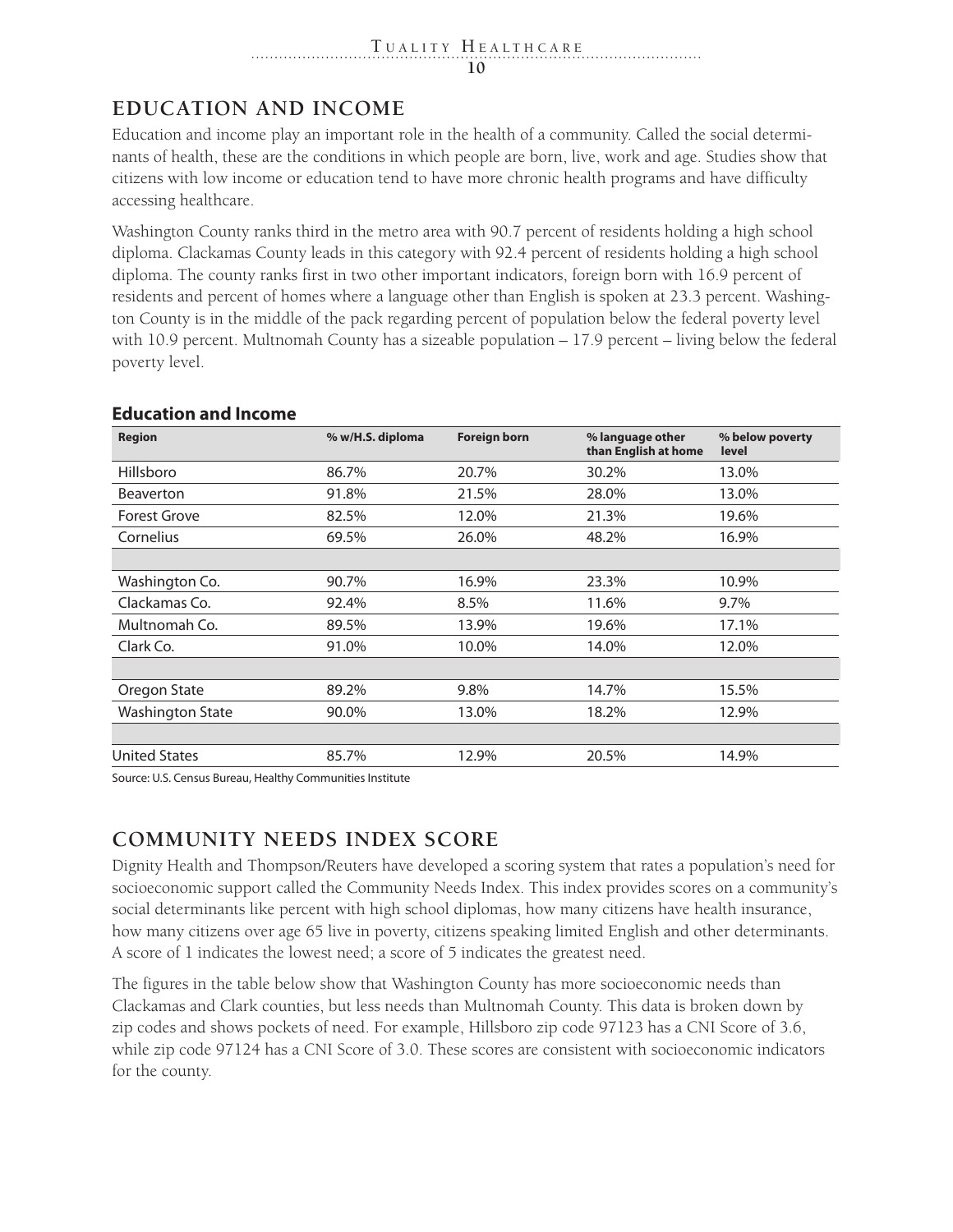## EDUCATION AND INCOME

Education and income play an important role in the health of a community. Called the social determinants of health, these are the conditions in which people are born, live, work and age. Studies show that citizens with low income or education tend to have more chronic health programs and have difficulty accessing healthcare.

Washington County ranks third in the metro area with 90.7 percent of residents holding a high school diploma. Clackamas County leads in this category with 92.4 percent of residents holding a high school diploma. The county ranks first in two other important indicators, foreign born with 16.9 percent of residents and percent of homes where a language other than English is spoken at 23.3 percent. Washington County is in the middle of the pack regarding percent of population below the federal poverty level with 10.9 percent. Multnomah County has a sizeable population – 17.9 percent – living below the federal poverty level.

### Education and Income

| Region | % w/H.S. diploma | Foreign born | % language other than English at home | % below poverty level |
|---|---|---|---|---|
| Hillsboro | 86.7% | 20.7% | 30.2% | 13.0% |
| Beaverton | 91.8% | 21.5% | 28.0% | 13.0% |
| Forest Grove | 82.5% | 12.0% | 21.3% | 19.6% |
| Cornelius | 69.5% | 26.0% | 48.2% | 16.9% |
| | | | | |
| Washington Co. | 90.7% | 16.9% | 23.3% | 10.9% |
| Clackamas Co. | 92.4% | 8.5% | 11.6% | 9.7% |
| Multnomah Co. | 89.5% | 13.9% | 19.6% | 17.1% |
| Clark Co. | 91.0% | 10.0% | 14.0% | 12.0% |
| | | | | |
| Oregon State | 89.2% | 9.8% | 14.7% | 15.5% |
| Washington State | 90.0% | 13.0% | 18.2% | 12.9% |
| | | | | |
| United States | 85.7% | 12.9% | 20.5% | 14.9% |

Source: U.S. Census Bureau, Healthy Communities Institute

## COMMUNITY NEEDS INDEX SCORE

Dignity Health and Thompson/Reuters have developed a scoring system that rates a population's need for socioeconomic support called the Community Needs Index. This index provides scores on a community's social determinants like percent with high school diplomas, how many citizens have health insurance, how many citizens over age 65 live in poverty, citizens speaking limited English and other determinants. A score of 1 indicates the lowest need; a score of 5 indicates the greatest need.

The figures in the table below show that Washington County has more socioeconomic needs than Clackamas and Clark counties, but less needs than Multnomah County. This data is broken down by zip codes and shows pockets of need. For example, Hillsboro zip code 97123 has a CNI Score of 3.6, while zip code 97124 has a CNI Score of 3.0. These scores are consistent with socioeconomic indicators for the county.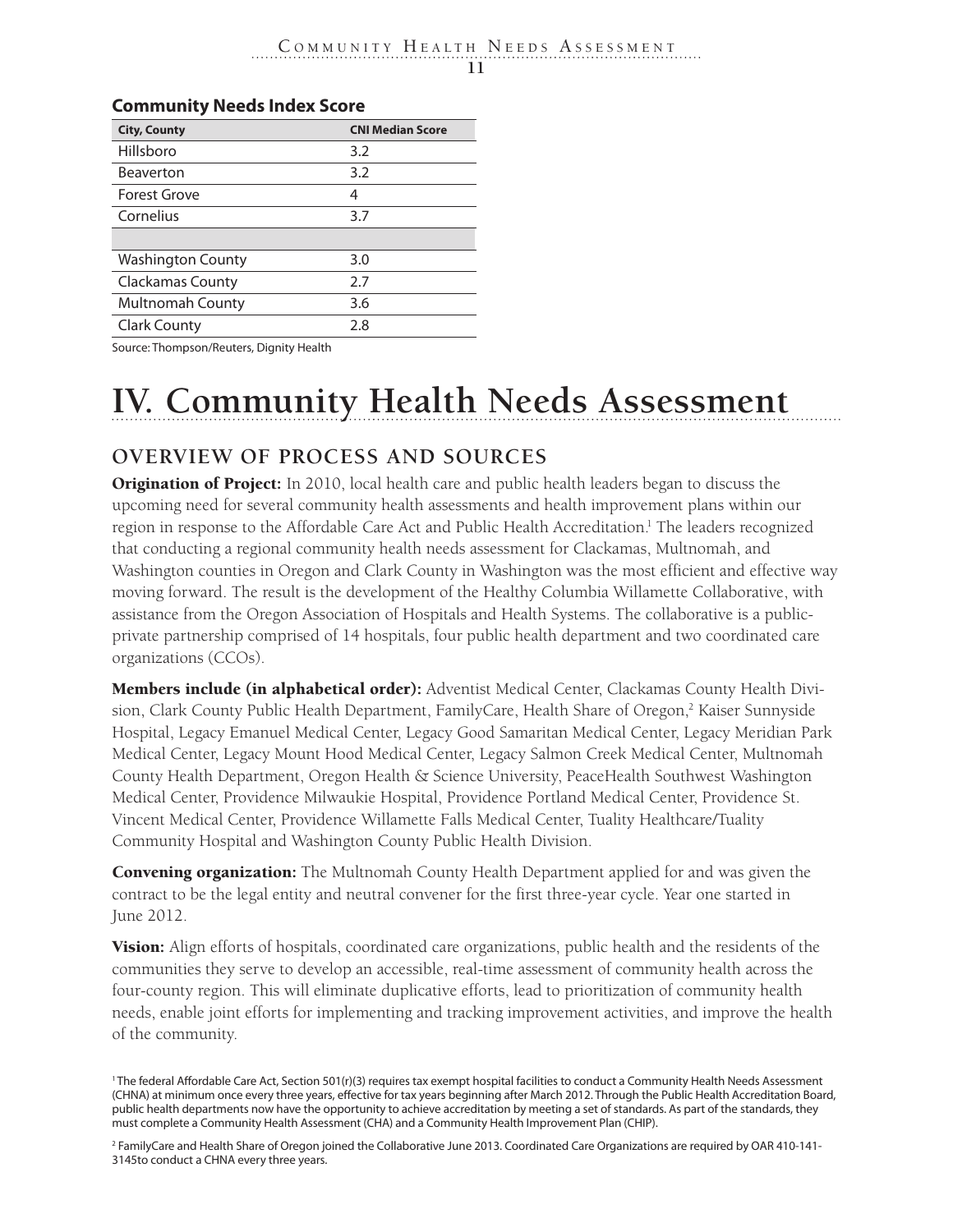**Community Needs Index Score**

| City, County | CNI Median Score |
| --- | --- |
| Hillsboro | 3.2 |
| Beaverton | 3.2 |
| Forest Grove | 4 |
| Cornelius | 3.7 |
| | |
| Washington County | 3.0 |
| Clackamas County | 2.7 |
| Multnomah County | 3.6 |
| Clark County | 2.8 |

Source: Thompson/Reuters, Dignity Health

# IV. Community Health Needs Assessment

## OVERVIEW OF PROCESS AND SOURCES

**Origination of Project:** In 2010, local health care and public health leaders began to discuss the upcoming need for several community health assessments and health improvement plans within our region in response to the Affordable Care Act and Public Health Accreditation.[1] The leaders recognized that conducting a regional community health needs assessment for Clackamas, Multnomah, and Washington counties in Oregon and Clark County in Washington was the most efficient and effective way moving forward. The result is the development of the Healthy Columbia Willamette Collaborative, with assistance from the Oregon Association of Hospitals and Health Systems. The collaborative is a public-private partnership comprised of 14 hospitals, four public health department and two coordinated care organizations (CCOs).

**Members include (in alphabetical order):** Adventist Medical Center, Clackamas County Health Division, Clark County Public Health Department, FamilyCare, Health Share of Oregon,[2] Kaiser Sunnyside Hospital, Legacy Emanuel Medical Center, Legacy Good Samaritan Medical Center, Legacy Meridian Park Medical Center, Legacy Mount Hood Medical Center, Legacy Salmon Creek Medical Center, Multnomah County Health Department, Oregon Health & Science University, PeaceHealth Southwest Washington Medical Center, Providence Milwaukie Hospital, Providence Portland Medical Center, Providence St. Vincent Medical Center, Providence Willamette Falls Medical Center, Tuality Healthcare/Tuality Community Hospital and Washington County Public Health Division.

**Convening organization:** The Multnomah County Health Department applied for and was given the contract to be the legal entity and neutral convener for the first three-year cycle. Year one started in June 2012.

**Vision:** Align efforts of hospitals, coordinated care organizations, public health and the residents of the communities they serve to develop an accessible, real-time assessment of community health across the four-county region. This will eliminate duplicative efforts, lead to prioritization of community health needs, enable joint efforts for implementing and tracking improvement activities, and improve the health of the community.

[1] The federal Affordable Care Act, Section 501(r)(3) requires tax exempt hospital facilities to conduct a Community Health Needs Assessment (CHNA) at minimum once every three years, effective for tax years beginning after March 2012. Through the Public Health Accreditation Board, public health departments now have the opportunity to achieve accreditation by meeting a set of standards. As part of the standards, they must complete a Community Health Assessment (CHA) and a Community Health Improvement Plan (CHIP).

[2] FamilyCare and Health Share of Oregon joined the Collaborative June 2013. Coordinated Care Organizations are required by OAR 410-141-3145to conduct a CHNA every three years.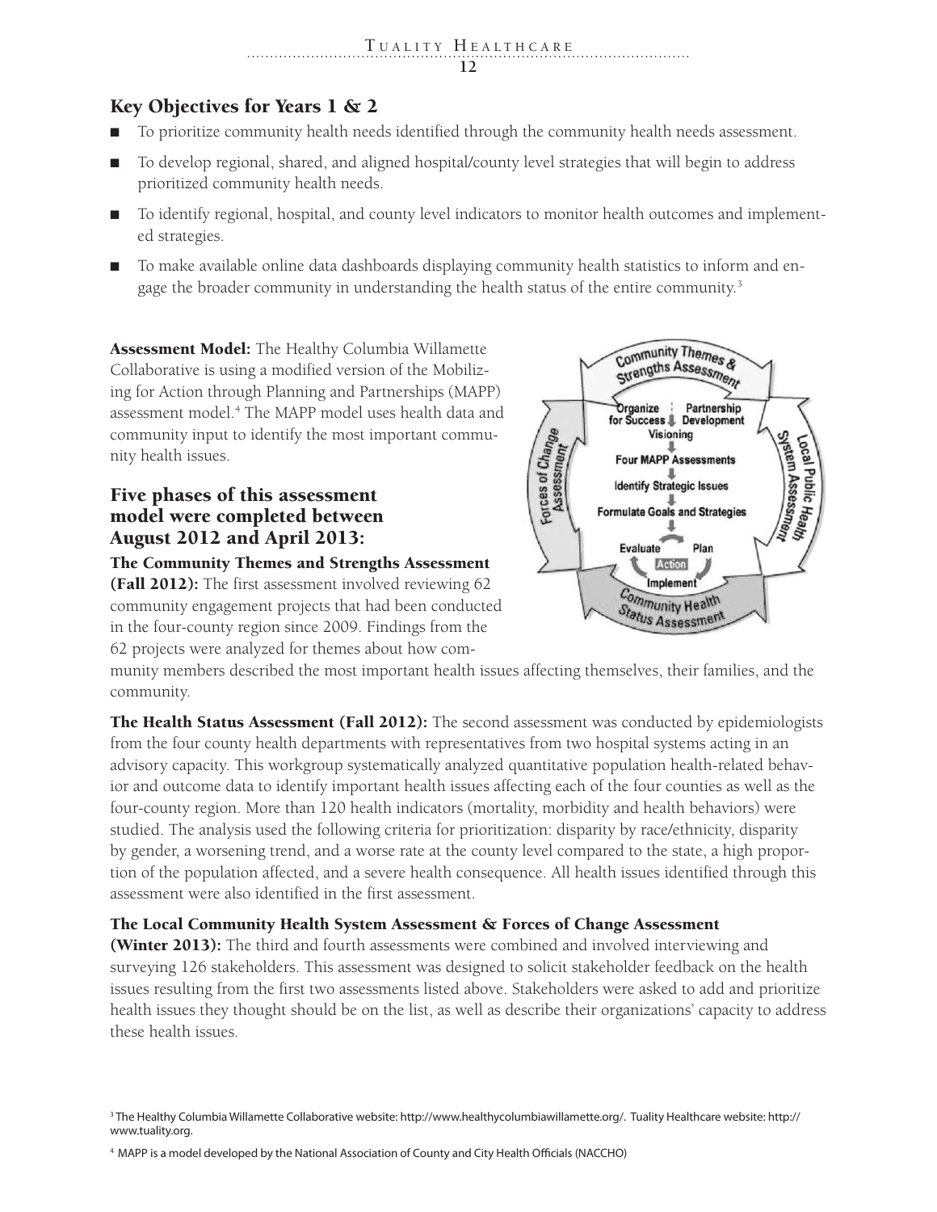## Key Objectives for Years 1 & 2

- To prioritize community health needs identified through the community health needs assessment.
- To develop regional, shared, and aligned hospital/county level strategies that will begin to address prioritized community health needs.
- To identify regional, hospital, and county level indicators to monitor health outcomes and implemented strategies.
- To make available online data dashboards displaying community health statistics to inform and engage the broader community in understanding the health status of the entire community.[3]

**Assessment Model:** The Healthy Columbia Willamette Collaborative is using a modified version of the Mobilizing for Action through Planning and Partnerships (MAPP) assessment model.[4] The MAPP model uses health data and community input to identify the most important community health issues.

## Five phases of this assessment model were completed between August 2012 and April 2013:

**The Community Themes and Strengths Assessment (Fall 2012):** The first assessment involved reviewing 62 community engagement projects that had been conducted in the four-county region since 2009. Findings from the 62 projects were analyzed for themes about how community members described the most important health issues affecting themselves, their families, and the community.

**The Health Status Assessment (Fall 2012):** The second assessment was conducted by epidemiologists from the four county health departments with representatives from two hospital systems acting in an advisory capacity. This workgroup systematically analyzed quantitative population health-related behavior and outcome data to identify important health issues affecting each of the four counties as well as the four-county region. More than 120 health indicators (mortality, morbidity and health behaviors) were studied. The analysis used the following criteria for prioritization: disparity by race/ethnicity, disparity by gender, a worsening trend, and a worse rate at the county level compared to the state, a high proportion of the population affected, and a severe health consequence. All health issues identified through this assessment were also identified in the first assessment.

**The Local Community Health System Assessment & Forces of Change Assessment (Winter 2013):** The third and fourth assessments were combined and involved interviewing and surveying 126 stakeholders. This assessment was designed to solicit stakeholder feedback on the health issues resulting from the first two assessments listed above. Stakeholders were asked to add and prioritize health issues they thought should be on the list, as well as describe their organizations' capacity to address these health issues.

---

[3] The Healthy Columbia Willamette Collaborative website: http://www.healthycolumbiawillamette.org/. Tuality Healthcare website: http://www.tuality.org.

[4] MAPP is a model developed by the National Association of County and City Health Officials (NACCHO)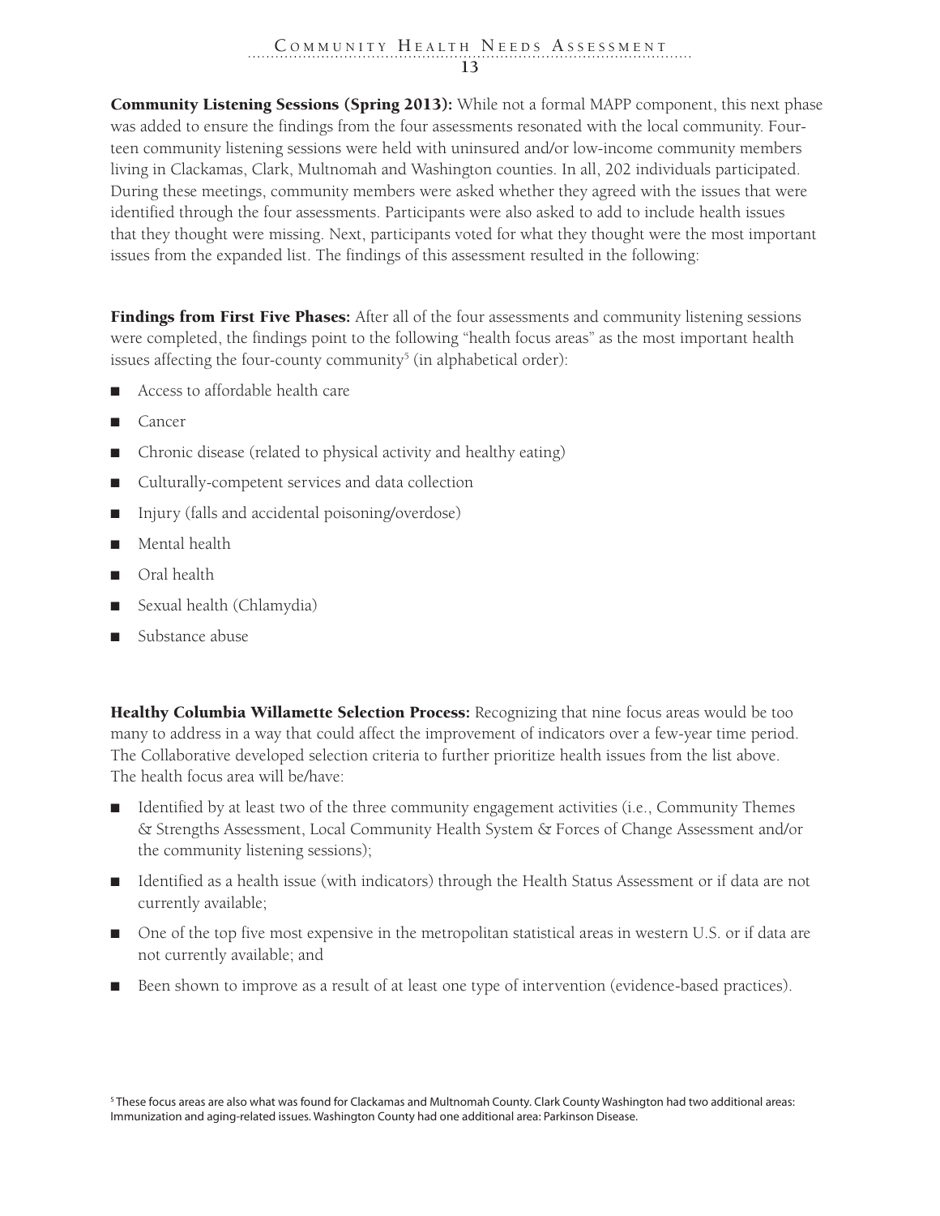**Community Listening Sessions (Spring 2013):** While not a formal MAPP component, this next phase was added to ensure the findings from the four assessments resonated with the local community. Fourteen community listening sessions were held with uninsured and/or low-income community members living in Clackamas, Clark, Multnomah and Washington counties. In all, 202 individuals participated. During these meetings, community members were asked whether they agreed with the issues that were identified through the four assessments. Participants were also asked to add to include health issues that they thought were missing. Next, participants voted for what they thought were the most important issues from the expanded list. The findings of this assessment resulted in the following:

**Findings from First Five Phases:** After all of the four assessments and community listening sessions were completed, the findings point to the following "health focus areas" as the most important health issues affecting the four-county community[5] (in alphabetical order):

- Access to affordable health care
- Cancer
- Chronic disease (related to physical activity and healthy eating)
- Culturally-competent services and data collection
- Injury (falls and accidental poisoning/overdose)
- Mental health
- Oral health
- Sexual health (Chlamydia)
- Substance abuse

**Healthy Columbia Willamette Selection Process:** Recognizing that nine focus areas would be too many to address in a way that could affect the improvement of indicators over a few-year time period. The Collaborative developed selection criteria to further prioritize health issues from the list above. The health focus area will be/have:

- Identified by at least two of the three community engagement activities (i.e., Community Themes & Strengths Assessment, Local Community Health System & Forces of Change Assessment and/or the community listening sessions);
- Identified as a health issue (with indicators) through the Health Status Assessment or if data are not currently available;
- One of the top five most expensive in the metropolitan statistical areas in western U.S. or if data are not currently available; and
- Been shown to improve as a result of at least one type of intervention (evidence-based practices).

[5] These focus areas are also what was found for Clackamas and Multnomah County. Clark County Washington had two additional areas: Immunization and aging-related issues. Washington County had one additional area: Parkinson Disease.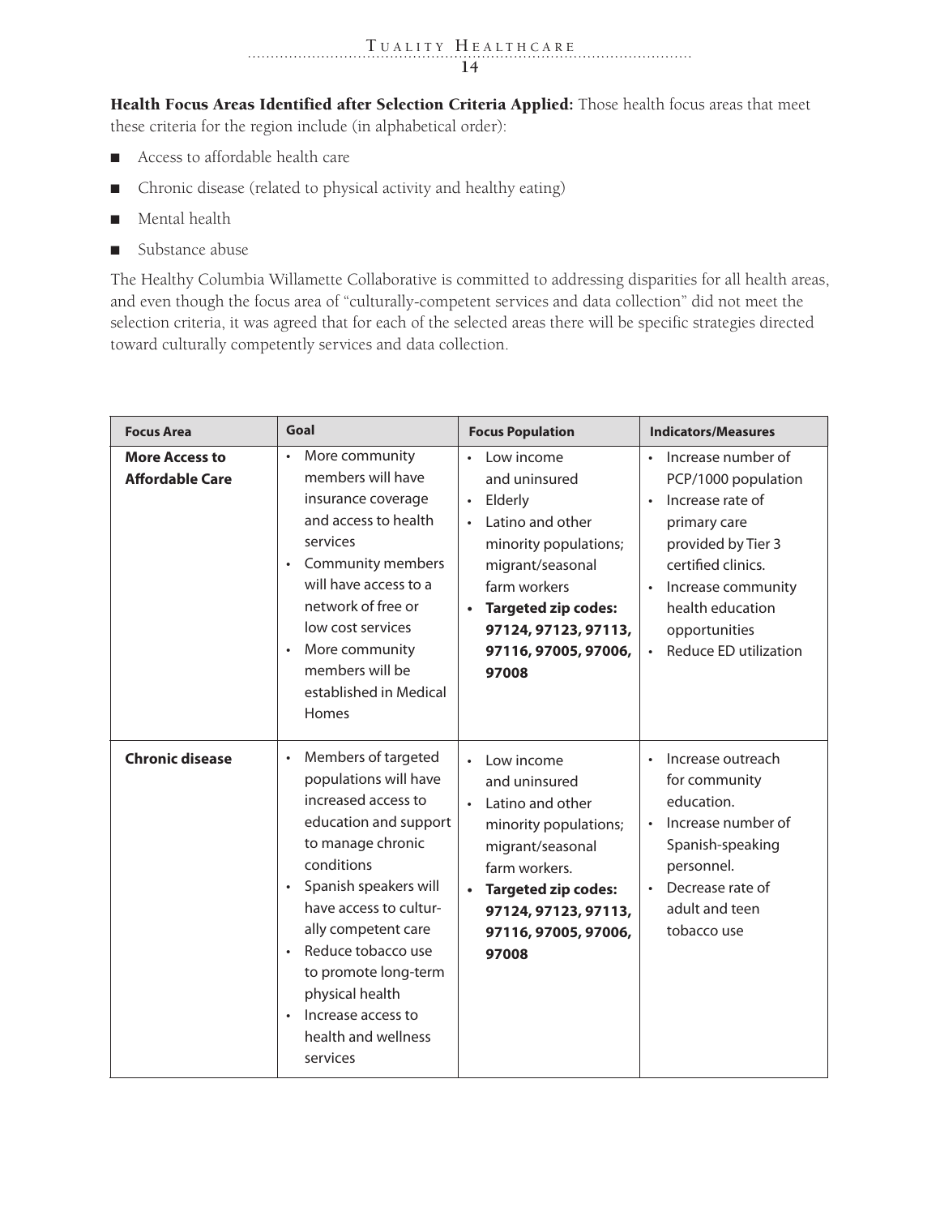**Health Focus Areas Identified after Selection Criteria Applied:** Those health focus areas that meet these criteria for the region include (in alphabetical order):

- Access to affordable health care
- Chronic disease (related to physical activity and healthy eating)
- Mental health
- Substance abuse

The Healthy Columbia Willamette Collaborative is committed to addressing disparities for all health areas, and even though the focus area of "culturally-competent services and data collection" did not meet the selection criteria, it was agreed that for each of the selected areas there will be specific strategies directed toward culturally competently services and data collection.

| Focus Area | Goal | Focus Population | Indicators/Measures |
| --- | --- | --- | --- |
| **More Access to Affordable Care** | • More community members will have insurance coverage and access to health services<br>• Community members will have access to a network of free or low cost services<br>• More community members will be established in Medical Homes | • Low income and uninsured<br>• Elderly<br>• Latino and other minority populations; migrant/seasonal farm workers<br>• **Targeted zip codes: 97124, 97123, 97113, 97116, 97005, 97006, 97008** | • Increase number of PCP/1000 population<br>• Increase rate of primary care provided by Tier 3 certified clinics.<br>• Increase community health education opportunities<br>• Reduce ED utilization |
| **Chronic disease** | • Members of targeted populations will have increased access to education and support to manage chronic conditions<br>• Spanish speakers will have access to culturally competent care<br>• Reduce tobacco use to promote long-term physical health<br>• Increase access to health and wellness services | • Low income and uninsured<br>• Latino and other minority populations; migrant/seasonal farm workers.<br>• **Targeted zip codes: 97124, 97123, 97113, 97116, 97005, 97006, 97008** | • Increase outreach for community education.<br>• Increase number of Spanish-speaking personnel.<br>• Decrease rate of adult and teen tobacco use |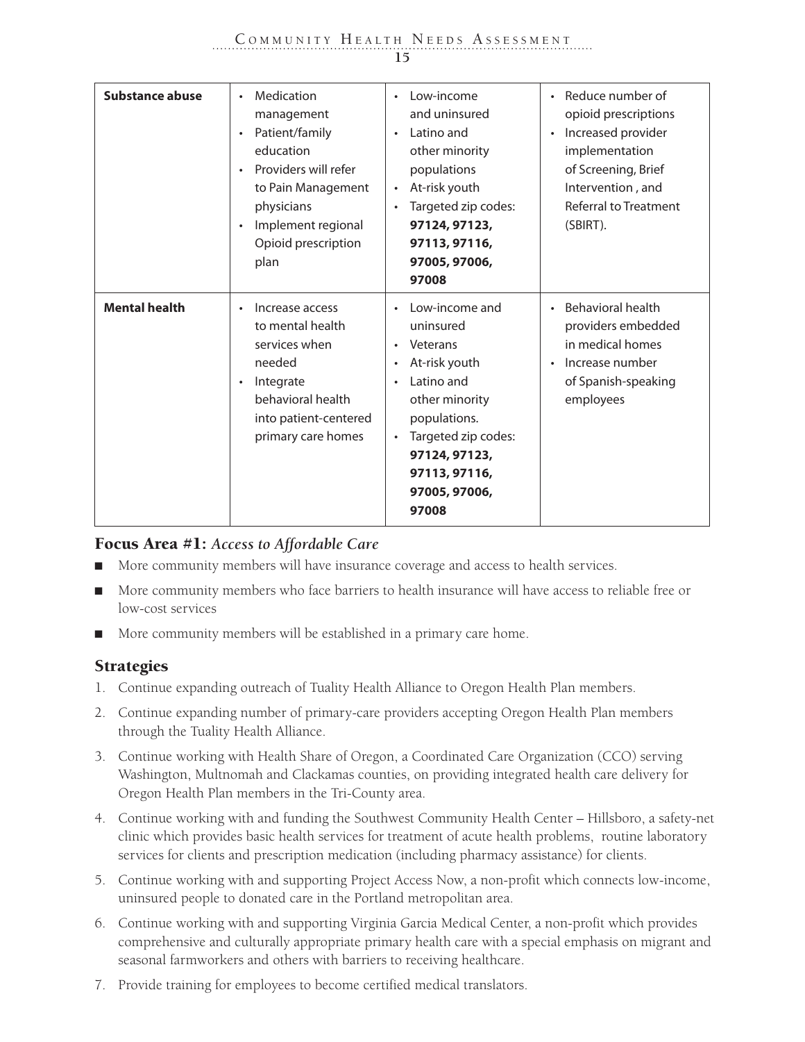| | | | |
|---|---|---|---|
| **Substance abuse** | • Medication management<br>• Patient/family education<br>• Providers will refer to Pain Management physicians<br>• Implement regional Opioid prescription plan | • Low-income and uninsured<br>• Latino and other minority populations<br>• At-risk youth<br>• Targeted zip codes: **97124, 97123, 97113, 97116, 97005, 97006, 97008** | • Reduce number of opioid prescriptions<br>• Increased provider implementation of Screening, Brief Intervention , and Referral to Treatment (SBIRT). |
| **Mental health** | • Increase access to mental health services when needed<br>• Integrate behavioral health into patient-centered primary care homes | • Low-income and uninsured<br>• Veterans<br>• At-risk youth<br>• Latino and other minority populations.<br>• Targeted zip codes: **97124, 97123, 97113, 97116, 97005, 97006, 97008** | • Behavioral health providers embedded in medical homes<br>• Increase number of Spanish-speaking employees |

## Focus Area #1: *Access to Affordable Care*

- More community members will have insurance coverage and access to health services.
- More community members who face barriers to health insurance will have access to reliable free or low-cost services
- More community members will be established in a primary care home.

## Strategies

1. Continue expanding outreach of Tuality Health Alliance to Oregon Health Plan members.
2. Continue expanding number of primary-care providers accepting Oregon Health Plan members through the Tuality Health Alliance.
3. Continue working with Health Share of Oregon, a Coordinated Care Organization (CCO) serving Washington, Multnomah and Clackamas counties, on providing integrated health care delivery for Oregon Health Plan members in the Tri-County area.
4. Continue working with and funding the Southwest Community Health Center – Hillsboro, a safety-net clinic which provides basic health services for treatment of acute health problems, routine laboratory services for clients and prescription medication (including pharmacy assistance) for clients.
5. Continue working with and supporting Project Access Now, a non-profit which connects low-income, uninsured people to donated care in the Portland metropolitan area.
6. Continue working with and supporting Virginia Garcia Medical Center, a non-profit which provides comprehensive and culturally appropriate primary health care with a special emphasis on migrant and seasonal farmworkers and others with barriers to receiving healthcare.
7. Provide training for employees to become certified medical translators.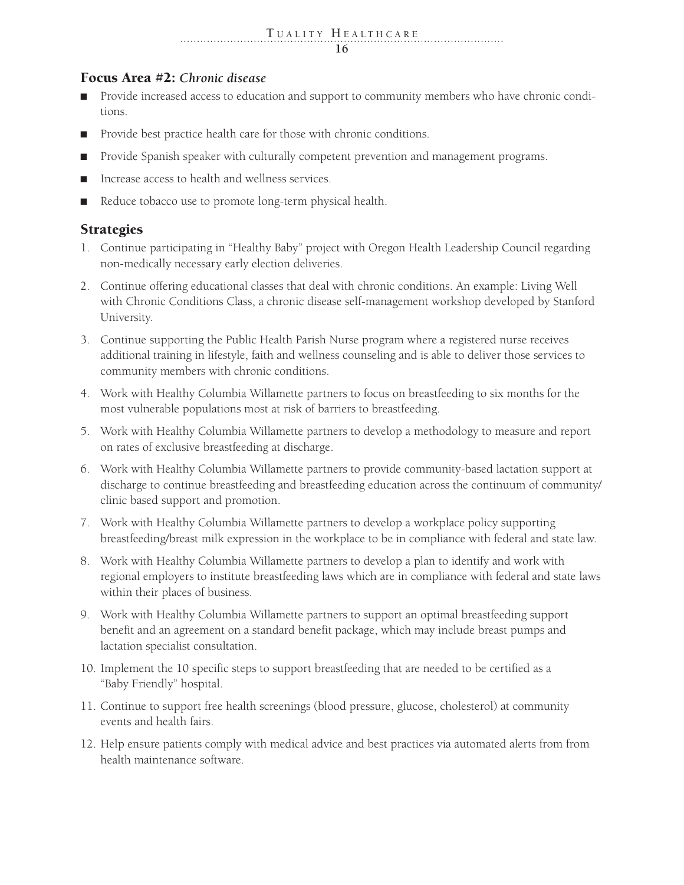## Focus Area #2: *Chronic disease*

- Provide increased access to education and support to community members who have chronic conditions.
- Provide best practice health care for those with chronic conditions.
- Provide Spanish speaker with culturally competent prevention and management programs.
- Increase access to health and wellness services.
- Reduce tobacco use to promote long-term physical health.

## Strategies

1. Continue participating in "Healthy Baby" project with Oregon Health Leadership Council regarding non-medically necessary early election deliveries.
2. Continue offering educational classes that deal with chronic conditions. An example: Living Well with Chronic Conditions Class, a chronic disease self-management workshop developed by Stanford University.
3. Continue supporting the Public Health Parish Nurse program where a registered nurse receives additional training in lifestyle, faith and wellness counseling and is able to deliver those services to community members with chronic conditions.
4. Work with Healthy Columbia Willamette partners to focus on breastfeeding to six months for the most vulnerable populations most at risk of barriers to breastfeeding.
5. Work with Healthy Columbia Willamette partners to develop a methodology to measure and report on rates of exclusive breastfeeding at discharge.
6. Work with Healthy Columbia Willamette partners to provide community-based lactation support at discharge to continue breastfeeding and breastfeeding education across the continuum of community/clinic based support and promotion.
7. Work with Healthy Columbia Willamette partners to develop a workplace policy supporting breastfeeding/breast milk expression in the workplace to be in compliance with federal and state law.
8. Work with Healthy Columbia Willamette partners to develop a plan to identify and work with regional employers to institute breastfeeding laws which are in compliance with federal and state laws within their places of business.
9. Work with Healthy Columbia Willamette partners to support an optimal breastfeeding support benefit and an agreement on a standard benefit package, which may include breast pumps and lactation specialist consultation.
10. Implement the 10 specific steps to support breastfeeding that are needed to be certified as a "Baby Friendly" hospital.
11. Continue to support free health screenings (blood pressure, glucose, cholesterol) at community events and health fairs.
12. Help ensure patients comply with medical advice and best practices via automated alerts from from health maintenance software.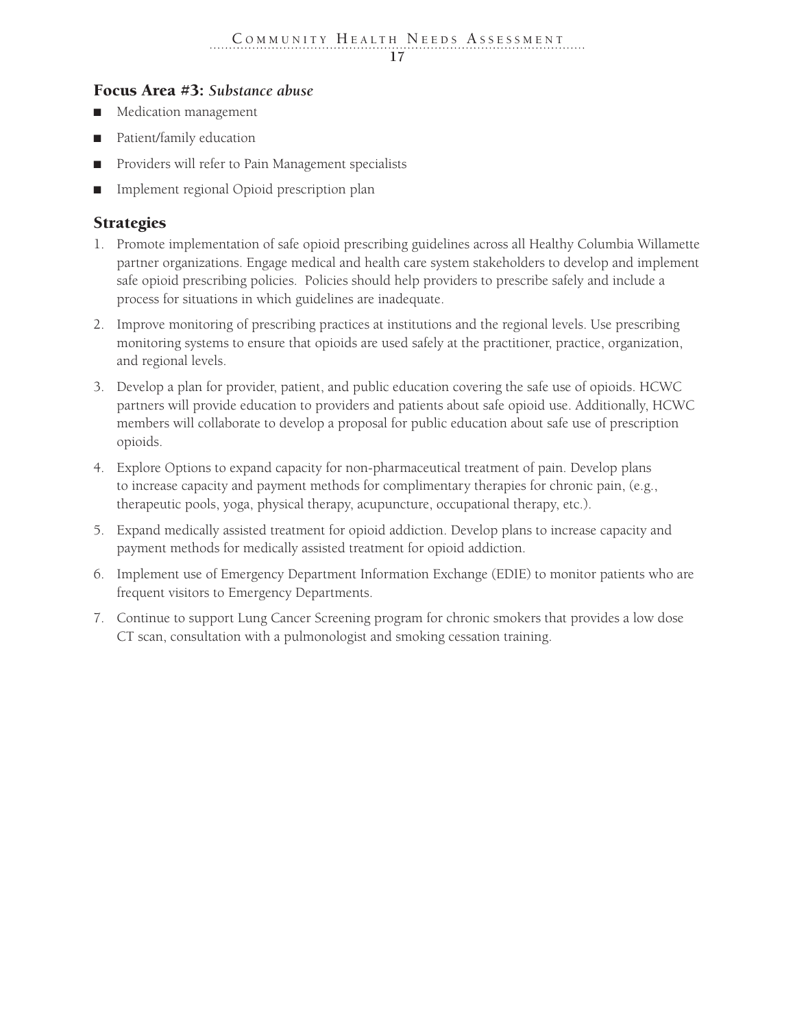### Focus Area #3: *Substance abuse*

- Medication management
- Patient/family education
- Providers will refer to Pain Management specialists
- Implement regional Opioid prescription plan

### Strategies

1. Promote implementation of safe opioid prescribing guidelines across all Healthy Columbia Willamette partner organizations. Engage medical and health care system stakeholders to develop and implement safe opioid prescribing policies. Policies should help providers to prescribe safely and include a process for situations in which guidelines are inadequate.
2. Improve monitoring of prescribing practices at institutions and the regional levels. Use prescribing monitoring systems to ensure that opioids are used safely at the practitioner, practice, organization, and regional levels.
3. Develop a plan for provider, patient, and public education covering the safe use of opioids. HCWC partners will provide education to providers and patients about safe opioid use. Additionally, HCWC members will collaborate to develop a proposal for public education about safe use of prescription opioids.
4. Explore Options to expand capacity for non-pharmaceutical treatment of pain. Develop plans to increase capacity and payment methods for complimentary therapies for chronic pain, (e.g., therapeutic pools, yoga, physical therapy, acupuncture, occupational therapy, etc.).
5. Expand medically assisted treatment for opioid addiction. Develop plans to increase capacity and payment methods for medically assisted treatment for opioid addiction.
6. Implement use of Emergency Department Information Exchange (EDIE) to monitor patients who are frequent visitors to Emergency Departments.
7. Continue to support Lung Cancer Screening program for chronic smokers that provides a low dose CT scan, consultation with a pulmonologist and smoking cessation training.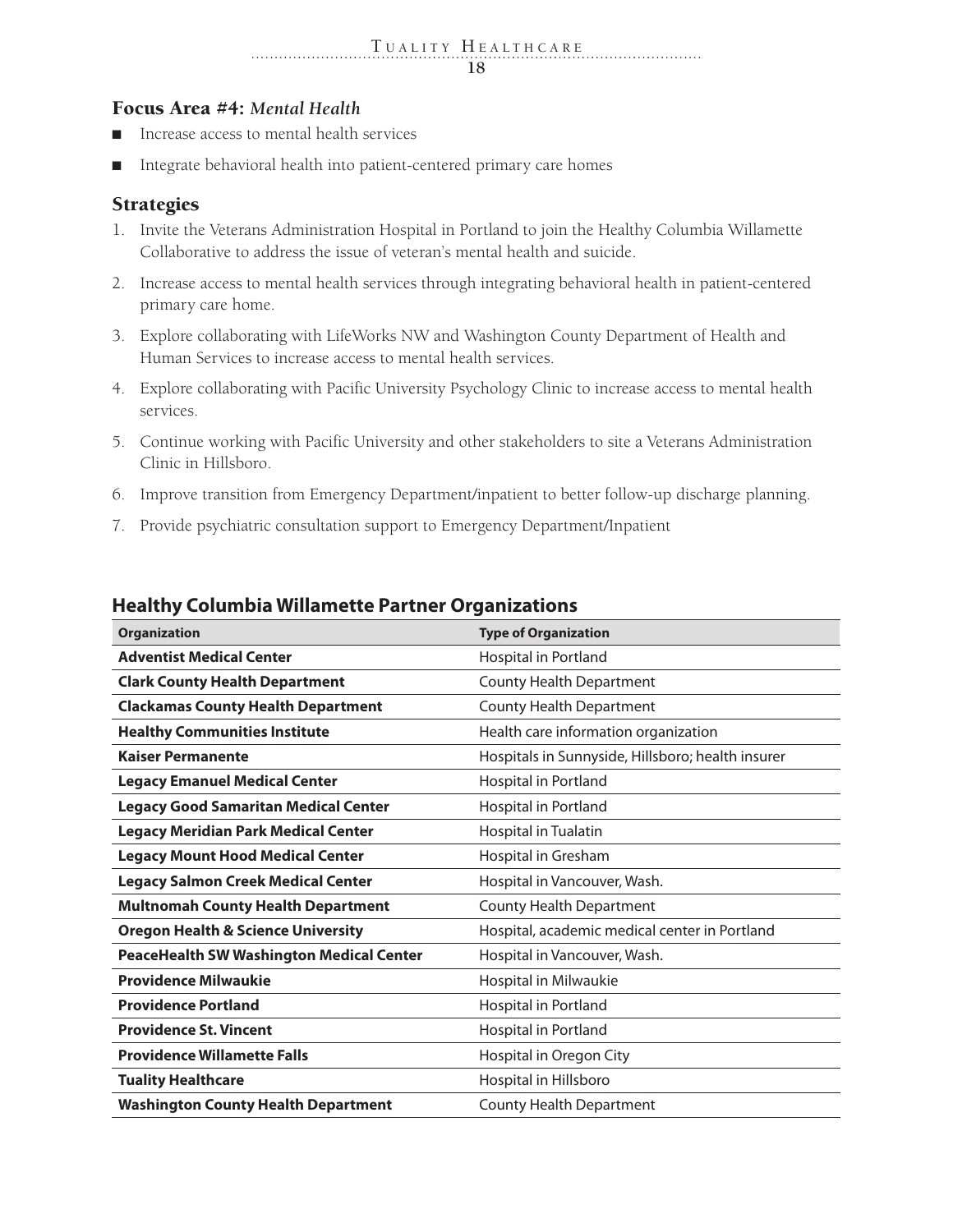### Focus Area #4: *Mental Health*

- Increase access to mental health services
- Integrate behavioral health into patient-centered primary care homes

### Strategies

1. Invite the Veterans Administration Hospital in Portland to join the Healthy Columbia Willamette Collaborative to address the issue of veteran's mental health and suicide.
2. Increase access to mental health services through integrating behavioral health in patient-centered primary care home.
3. Explore collaborating with LifeWorks NW and Washington County Department of Health and Human Services to increase access to mental health services.
4. Explore collaborating with Pacific University Psychology Clinic to increase access to mental health services.
5. Continue working with Pacific University and other stakeholders to site a Veterans Administration Clinic in Hillsboro.
6. Improve transition from Emergency Department/inpatient to better follow-up discharge planning.
7. Provide psychiatric consultation support to Emergency Department/Inpatient

## Healthy Columbia Willamette Partner Organizations

| Organization | Type of Organization |
|---|---|
| **Adventist Medical Center** | Hospital in Portland |
| **Clark County Health Department** | County Health Department |
| **Clackamas County Health Department** | County Health Department |
| **Healthy Communities Institute** | Health care information organization |
| **Kaiser Permanente** | Hospitals in Sunnyside, Hillsboro; health insurer |
| **Legacy Emanuel Medical Center** | Hospital in Portland |
| **Legacy Good Samaritan Medical Center** | Hospital in Portland |
| **Legacy Meridian Park Medical Center** | Hospital in Tualatin |
| **Legacy Mount Hood Medical Center** | Hospital in Gresham |
| **Legacy Salmon Creek Medical Center** | Hospital in Vancouver, Wash. |
| **Multnomah County Health Department** | County Health Department |
| **Oregon Health & Science University** | Hospital, academic medical center in Portland |
| **PeaceHealth SW Washington Medical Center** | Hospital in Vancouver, Wash. |
| **Providence Milwaukie** | Hospital in Milwaukie |
| **Providence Portland** | Hospital in Portland |
| **Providence St. Vincent** | Hospital in Portland |
| **Providence Willamette Falls** | Hospital in Oregon City |
| **Tuality Healthcare** | Hospital in Hillsboro |
| **Washington County Health Department** | County Health Department |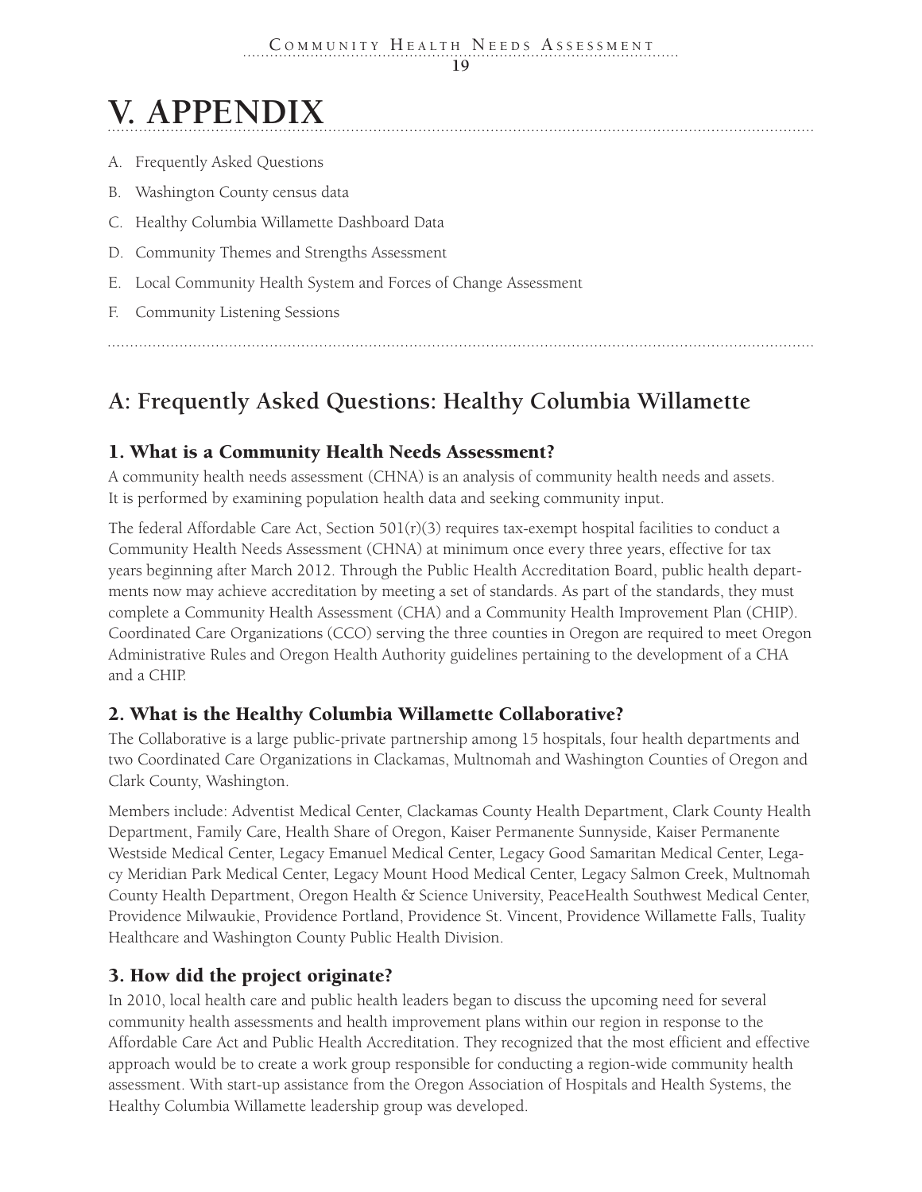# V. APPENDIX

A. Frequently Asked Questions
B. Washington County census data
C. Healthy Columbia Willamette Dashboard Data
D. Community Themes and Strengths Assessment
E. Local Community Health System and Forces of Change Assessment
F. Community Listening Sessions

## A: Frequently Asked Questions: Healthy Columbia Willamette

### 1. What is a Community Health Needs Assessment?

A community health needs assessment (CHNA) is an analysis of community health needs and assets. It is performed by examining population health data and seeking community input.

The federal Affordable Care Act, Section 501(r)(3) requires tax-exempt hospital facilities to conduct a Community Health Needs Assessment (CHNA) at minimum once every three years, effective for tax years beginning after March 2012. Through the Public Health Accreditation Board, public health departments now may achieve accreditation by meeting a set of standards. As part of the standards, they must complete a Community Health Assessment (CHA) and a Community Health Improvement Plan (CHIP). Coordinated Care Organizations (CCO) serving the three counties in Oregon are required to meet Oregon Administrative Rules and Oregon Health Authority guidelines pertaining to the development of a CHA and a CHIP.

### 2. What is the Healthy Columbia Willamette Collaborative?

The Collaborative is a large public-private partnership among 15 hospitals, four health departments and two Coordinated Care Organizations in Clackamas, Multnomah and Washington Counties of Oregon and Clark County, Washington.

Members include: Adventist Medical Center, Clackamas County Health Department, Clark County Health Department, Family Care, Health Share of Oregon, Kaiser Permanente Sunnyside, Kaiser Permanente Westside Medical Center, Legacy Emanuel Medical Center, Legacy Good Samaritan Medical Center, Legacy Meridian Park Medical Center, Legacy Mount Hood Medical Center, Legacy Salmon Creek, Multnomah County Health Department, Oregon Health & Science University, PeaceHealth Southwest Medical Center, Providence Milwaukie, Providence Portland, Providence St. Vincent, Providence Willamette Falls, Tuality Healthcare and Washington County Public Health Division.

### 3. How did the project originate?

In 2010, local health care and public health leaders began to discuss the upcoming need for several community health assessments and health improvement plans within our region in response to the Affordable Care Act and Public Health Accreditation. They recognized that the most efficient and effective approach would be to create a work group responsible for conducting a region-wide community health assessment. With start-up assistance from the Oregon Association of Hospitals and Health Systems, the Healthy Columbia Willamette leadership group was developed.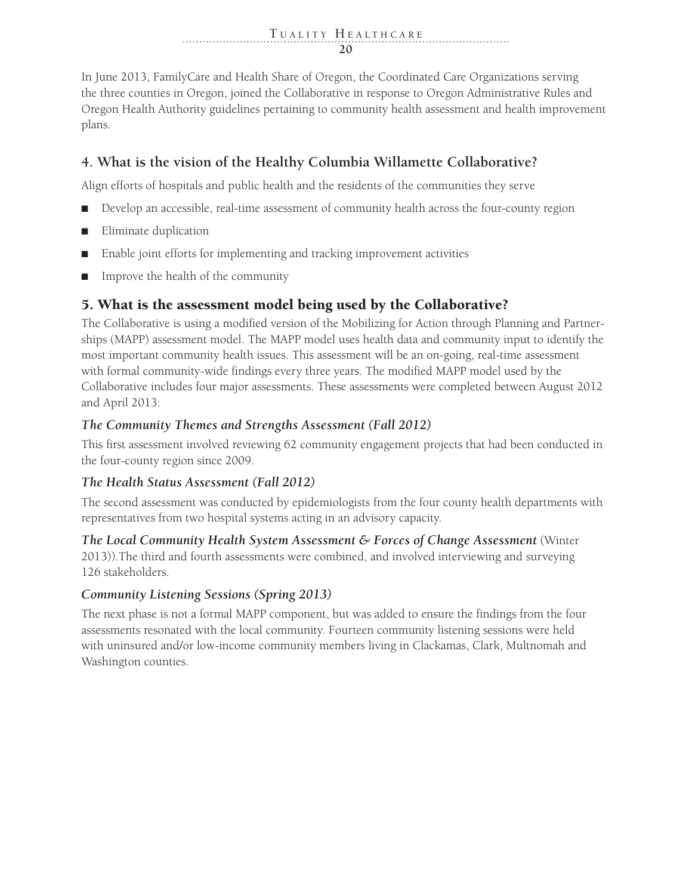In June 2013, FamilyCare and Health Share of Oregon, the Coordinated Care Organizations serving the three counties in Oregon, joined the Collaborative in response to Oregon Administrative Rules and Oregon Health Authority guidelines pertaining to community health assessment and health improvement plans.

## 4. What is the vision of the Healthy Columbia Willamette Collaborative?

Align efforts of hospitals and public health and the residents of the communities they serve

- Develop an accessible, real-time assessment of community health across the four-county region
- Eliminate duplication
- Enable joint efforts for implementing and tracking improvement activities
- Improve the health of the community

## 5. What is the assessment model being used by the Collaborative?

The Collaborative is using a modified version of the Mobilizing for Action through Planning and Partnerships (MAPP) assessment model. The MAPP model uses health data and community input to identify the most important community health issues. This assessment will be an on-going, real-time assessment with formal community-wide findings every three years. The modified MAPP model used by the Collaborative includes four major assessments. These assessments were completed between August 2012 and April 2013:

### *The Community Themes and Strengths Assessment (Fall 2012)*

This first assessment involved reviewing 62 community engagement projects that had been conducted in the four-county region since 2009.

### *The Health Status Assessment (Fall 2012)*

The second assessment was conducted by epidemiologists from the four county health departments with representatives from two hospital systems acting in an advisory capacity.

***The Local Community Health System Assessment & Forces of Change Assessment*** (Winter 2013)).The third and fourth assessments were combined, and involved interviewing and surveying 126 stakeholders.

### *Community Listening Sessions (Spring 2013)*

The next phase is not a formal MAPP component, but was added to ensure the findings from the four assessments resonated with the local community. Fourteen community listening sessions were held with uninsured and/or low-income community members living in Clackamas, Clark, Multnomah and Washington counties.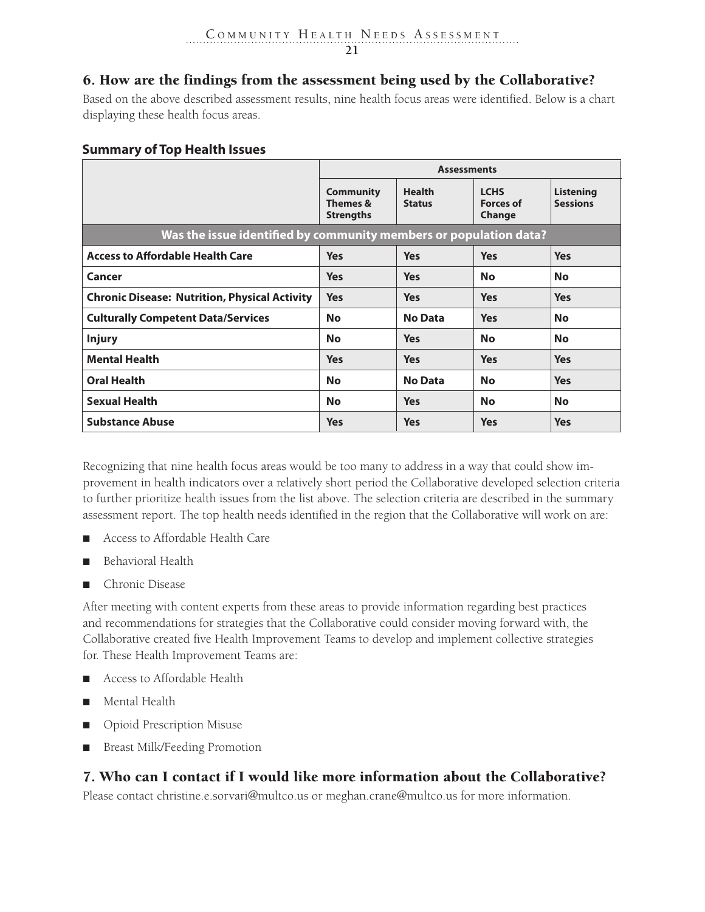## 6. How are the findings from the assessment being used by the Collaborative?

Based on the above described assessment results, nine health focus areas were identified. Below is a chart displaying these health focus areas.

### Summary of Top Health Issues

| | Assessments | | | |
|---|---|---|---|---|
| | **Community Themes & Strengths** | **Health Status** | **LCHS Forces of Change** | **Listening Sessions** |
| **Was the issue identified by community members or population data?** | | | | |
| **Access to Affordable Health Care** | **Yes** | **Yes** | **Yes** | **Yes** |
| **Cancer** | **Yes** | **Yes** | **No** | **No** |
| **Chronic Disease: Nutrition, Physical Activity** | **Yes** | **Yes** | **Yes** | **Yes** |
| **Culturally Competent Data/Services** | **No** | **No Data** | **Yes** | **No** |
| **Injury** | **No** | **Yes** | **No** | **No** |
| **Mental Health** | **Yes** | **Yes** | **Yes** | **Yes** |
| **Oral Health** | **No** | **No Data** | **No** | **Yes** |
| **Sexual Health** | **No** | **Yes** | **No** | **No** |
| **Substance Abuse** | **Yes** | **Yes** | **Yes** | **Yes** |

Recognizing that nine health focus areas would be too many to address in a way that could show improvement in health indicators over a relatively short period the Collaborative developed selection criteria to further prioritize health issues from the list above. The selection criteria are described in the summary assessment report. The top health needs identified in the region that the Collaborative will work on are:

- Access to Affordable Health Care
- Behavioral Health
- Chronic Disease

After meeting with content experts from these areas to provide information regarding best practices and recommendations for strategies that the Collaborative could consider moving forward with, the Collaborative created five Health Improvement Teams to develop and implement collective strategies for. These Health Improvement Teams are:

- Access to Affordable Health
- Mental Health
- Opioid Prescription Misuse
- Breast Milk/Feeding Promotion

## 7. Who can I contact if I would like more information about the Collaborative?

Please contact christine.e.sorvari@multco.us or meghan.crane@multco.us for more information.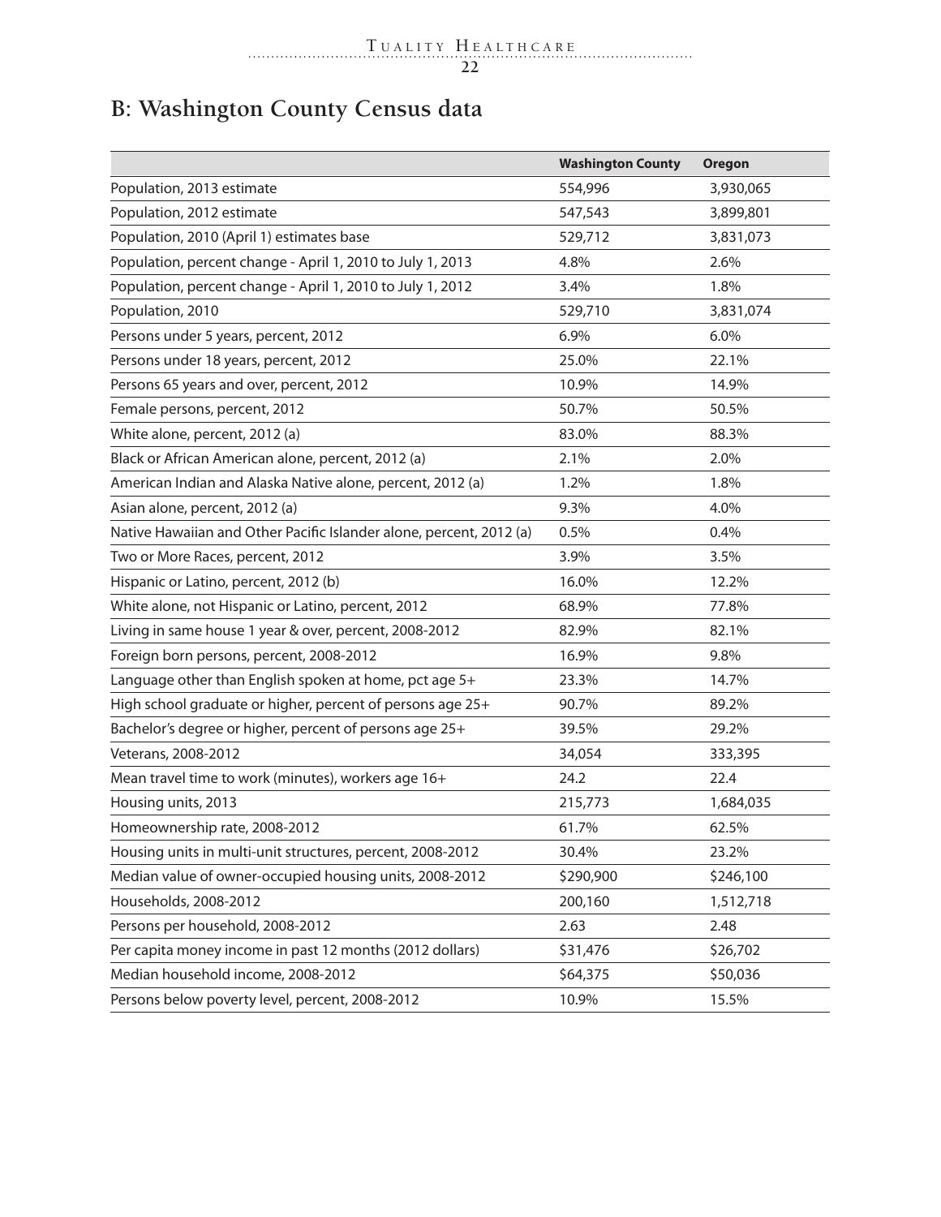## B: Washington County Census data

| | Washington County | Oregon |
|---|---|---|
| Population, 2013 estimate | 554,996 | 3,930,065 |
| Population, 2012 estimate | 547,543 | 3,899,801 |
| Population, 2010 (April 1) estimates base | 529,712 | 3,831,073 |
| Population, percent change - April 1, 2010 to July 1, 2013 | 4.8% | 2.6% |
| Population, percent change - April 1, 2010 to July 1, 2012 | 3.4% | 1.8% |
| Population, 2010 | 529,710 | 3,831,074 |
| Persons under 5 years, percent, 2012 | 6.9% | 6.0% |
| Persons under 18 years, percent, 2012 | 25.0% | 22.1% |
| Persons 65 years and over, percent, 2012 | 10.9% | 14.9% |
| Female persons, percent, 2012 | 50.7% | 50.5% |
| White alone, percent, 2012 (a) | 83.0% | 88.3% |
| Black or African American alone, percent, 2012 (a) | 2.1% | 2.0% |
| American Indian and Alaska Native alone, percent, 2012 (a) | 1.2% | 1.8% |
| Asian alone, percent, 2012 (a) | 9.3% | 4.0% |
| Native Hawaiian and Other Pacific Islander alone, percent, 2012 (a) | 0.5% | 0.4% |
| Two or More Races, percent, 2012 | 3.9% | 3.5% |
| Hispanic or Latino, percent, 2012 (b) | 16.0% | 12.2% |
| White alone, not Hispanic or Latino, percent, 2012 | 68.9% | 77.8% |
| Living in same house 1 year & over, percent, 2008-2012 | 82.9% | 82.1% |
| Foreign born persons, percent, 2008-2012 | 16.9% | 9.8% |
| Language other than English spoken at home, pct age 5+ | 23.3% | 14.7% |
| High school graduate or higher, percent of persons age 25+ | 90.7% | 89.2% |
| Bachelor's degree or higher, percent of persons age 25+ | 39.5% | 29.2% |
| Veterans, 2008-2012 | 34,054 | 333,395 |
| Mean travel time to work (minutes), workers age 16+ | 24.2 | 22.4 |
| Housing units, 2013 | 215,773 | 1,684,035 |
| Homeownership rate, 2008-2012 | 61.7% | 62.5% |
| Housing units in multi-unit structures, percent, 2008-2012 | 30.4% | 23.2% |
| Median value of owner-occupied housing units, 2008-2012 | $290,900 | $246,100 |
| Households, 2008-2012 | 200,160 | 1,512,718 |
| Persons per household, 2008-2012 | 2.63 | 2.48 |
| Per capita money income in past 12 months (2012 dollars) | $31,476 | $26,702 |
| Median household income, 2008-2012 | $64,375 | $50,036 |
| Persons below poverty level, percent, 2008-2012 | 10.9% | 15.5% |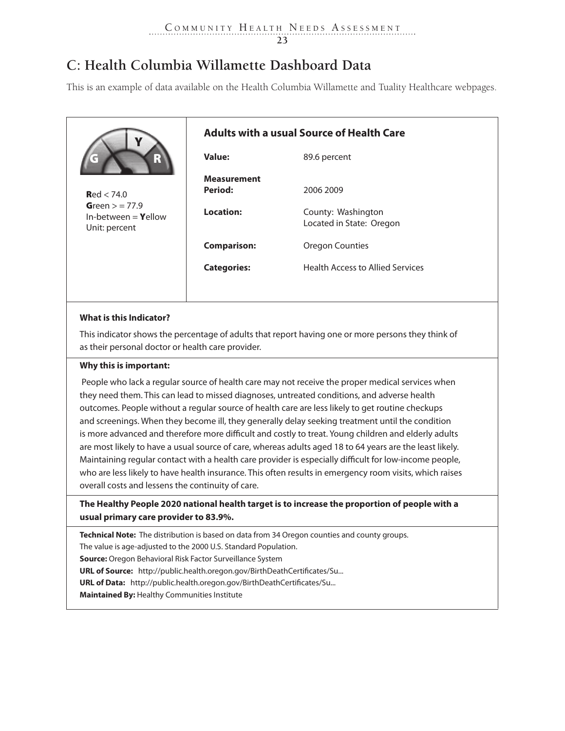# C: Health Columbia Willamette Dashboard Data

This is an example of data available on the Health Columbia Willamette and Tuality Healthcare webpages.

**R**ed < 74.0
**G**reen > = 77.9
In-between = **Y**ellow
Unit: percent

### Adults with a usual Source of Health Care

| | |
|---|---|
| **Value:** | 89.6 percent |
| **Measurement Period:** | 2006 2009 |
| **Location:** | County: Washington<br>Located in State: Oregon |
| **Comparison:** | Oregon Counties |
| **Categories:** | Health Access to Allied Services |

**What is this Indicator?**

This indicator shows the percentage of adults that report having one or more persons they think of as their personal doctor or health care provider.

**Why this is important:**

People who lack a regular source of health care may not receive the proper medical services when they need them. This can lead to missed diagnoses, untreated conditions, and adverse health outcomes. People without a regular source of health care are less likely to get routine checkups and screenings. When they become ill, they generally delay seeking treatment until the condition is more advanced and therefore more difficult and costly to treat. Young children and elderly adults are most likely to have a usual source of care, whereas adults aged 18 to 64 years are the least likely. Maintaining regular contact with a health care provider is especially difficult for low-income people, who are less likely to have health insurance. This often results in emergency room visits, which raises overall costs and lessens the continuity of care.

**The Healthy People 2020 national health target is to increase the proportion of people with a usual primary care provider to 83.9%.**

**Technical Note:** The distribution is based on data from 34 Oregon counties and county groups.
The value is age-adjusted to the 2000 U.S. Standard Population.
**Source:** Oregon Behavioral Risk Factor Surveillance System
**URL of Source:** http://public.health.oregon.gov/BirthDeathCertificates/Su...
**URL of Data:** http://public.health.oregon.gov/BirthDeathCertificates/Su...
**Maintained By:** Healthy Communities Institute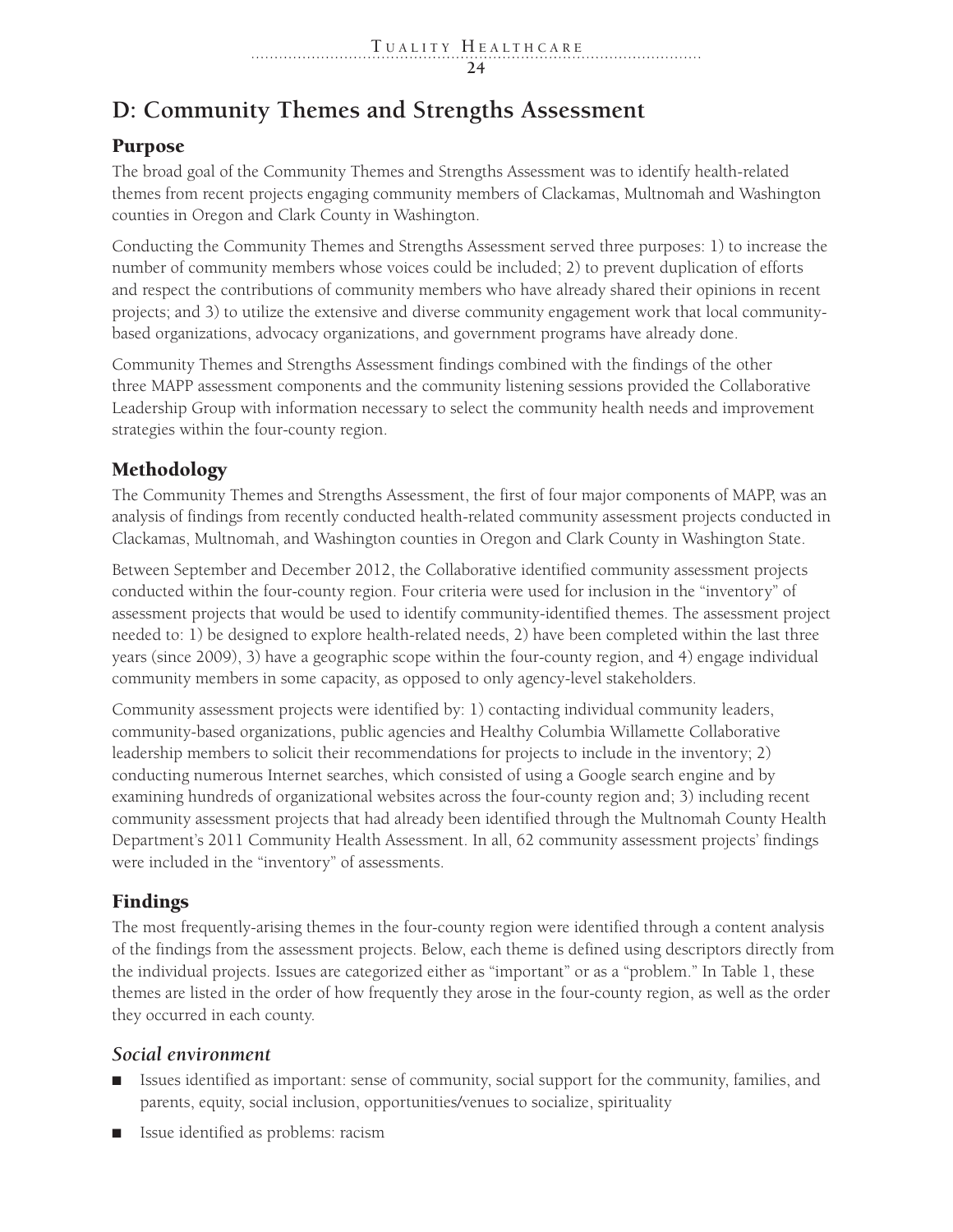## D: Community Themes and Strengths Assessment

### Purpose

The broad goal of the Community Themes and Strengths Assessment was to identify health-related themes from recent projects engaging community members of Clackamas, Multnomah and Washington counties in Oregon and Clark County in Washington.

Conducting the Community Themes and Strengths Assessment served three purposes: 1) to increase the number of community members whose voices could be included; 2) to prevent duplication of efforts and respect the contributions of community members who have already shared their opinions in recent projects; and 3) to utilize the extensive and diverse community engagement work that local community-based organizations, advocacy organizations, and government programs have already done.

Community Themes and Strengths Assessment findings combined with the findings of the other three MAPP assessment components and the community listening sessions provided the Collaborative Leadership Group with information necessary to select the community health needs and improvement strategies within the four-county region.

### Methodology

The Community Themes and Strengths Assessment, the first of four major components of MAPP, was an analysis of findings from recently conducted health-related community assessment projects conducted in Clackamas, Multnomah, and Washington counties in Oregon and Clark County in Washington State.

Between September and December 2012, the Collaborative identified community assessment projects conducted within the four-county region. Four criteria were used for inclusion in the "inventory" of assessment projects that would be used to identify community-identified themes. The assessment project needed to: 1) be designed to explore health-related needs, 2) have been completed within the last three years (since 2009), 3) have a geographic scope within the four-county region, and 4) engage individual community members in some capacity, as opposed to only agency-level stakeholders.

Community assessment projects were identified by: 1) contacting individual community leaders, community-based organizations, public agencies and Healthy Columbia Willamette Collaborative leadership members to solicit their recommendations for projects to include in the inventory; 2) conducting numerous Internet searches, which consisted of using a Google search engine and by examining hundreds of organizational websites across the four-county region and; 3) including recent community assessment projects that had already been identified through the Multnomah County Health Department's 2011 Community Health Assessment. In all, 62 community assessment projects' findings were included in the "inventory" of assessments.

### Findings

The most frequently-arising themes in the four-county region were identified through a content analysis of the findings from the assessment projects. Below, each theme is defined using descriptors directly from the individual projects. Issues are categorized either as "important" or as a "problem." In Table 1, these themes are listed in the order of how frequently they arose in the four-county region, as well as the order they occurred in each county.

#### *Social environment*

- Issues identified as important: sense of community, social support for the community, families, and parents, equity, social inclusion, opportunities/venues to socialize, spirituality
- Issue identified as problems: racism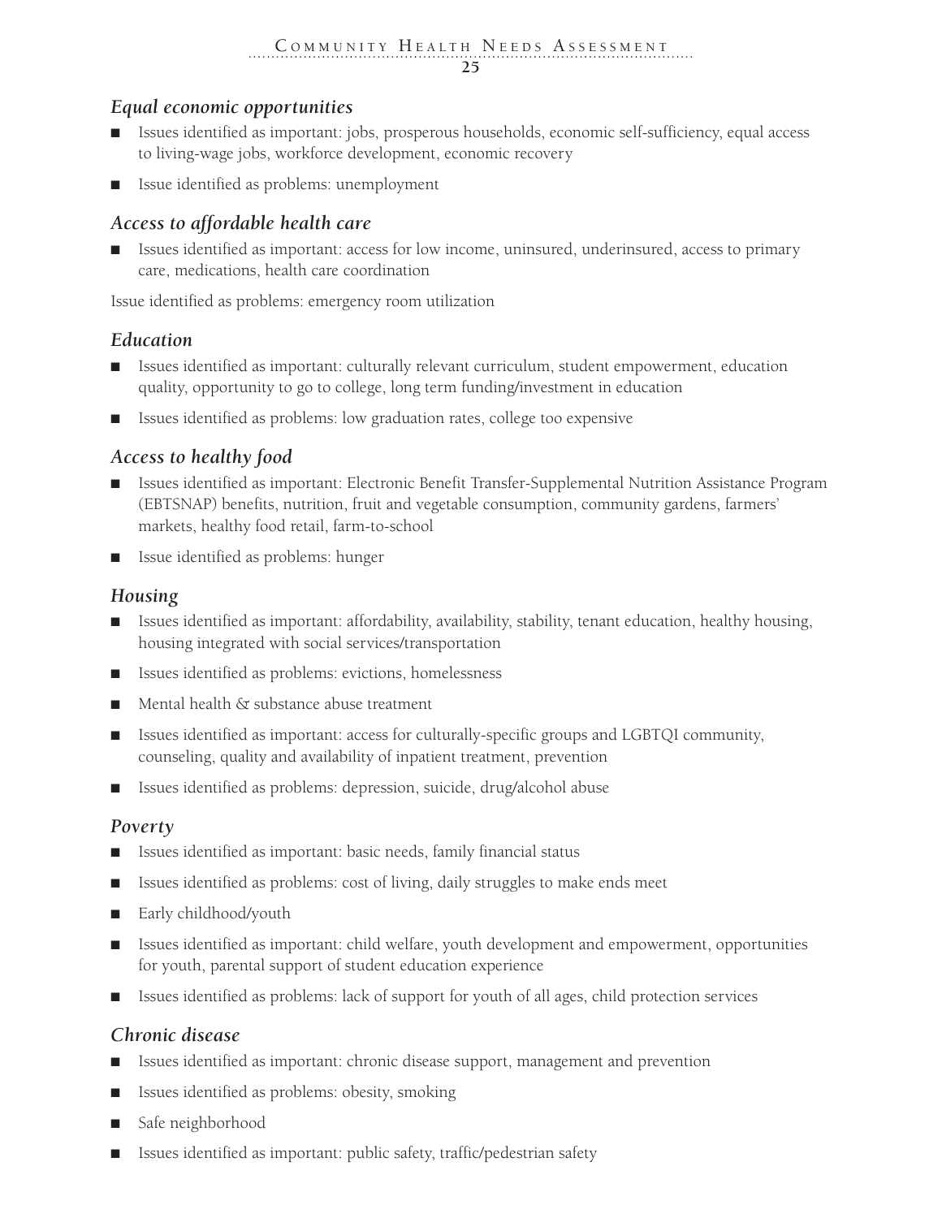### *Equal economic opportunities*

- Issues identified as important: jobs, prosperous households, economic self-sufficiency, equal access to living-wage jobs, workforce development, economic recovery
- Issue identified as problems: unemployment

### *Access to affordable health care*

- Issues identified as important: access for low income, uninsured, underinsured, access to primary care, medications, health care coordination

Issue identified as problems: emergency room utilization

### *Education*

- Issues identified as important: culturally relevant curriculum, student empowerment, education quality, opportunity to go to college, long term funding/investment in education
- Issues identified as problems: low graduation rates, college too expensive

### *Access to healthy food*

- Issues identified as important: Electronic Benefit Transfer-Supplemental Nutrition Assistance Program (EBTSNAP) benefits, nutrition, fruit and vegetable consumption, community gardens, farmers' markets, healthy food retail, farm-to-school
- Issue identified as problems: hunger

### *Housing*

- Issues identified as important: affordability, availability, stability, tenant education, healthy housing, housing integrated with social services/transportation
- Issues identified as problems: evictions, homelessness
- Mental health & substance abuse treatment
- Issues identified as important: access for culturally-specific groups and LGBTQI community, counseling, quality and availability of inpatient treatment, prevention
- Issues identified as problems: depression, suicide, drug/alcohol abuse

### *Poverty*

- Issues identified as important: basic needs, family financial status
- Issues identified as problems: cost of living, daily struggles to make ends meet
- Early childhood/youth
- Issues identified as important: child welfare, youth development and empowerment, opportunities for youth, parental support of student education experience
- Issues identified as problems: lack of support for youth of all ages, child protection services

### *Chronic disease*

- Issues identified as important: chronic disease support, management and prevention
- Issues identified as problems: obesity, smoking
- Safe neighborhood
- Issues identified as important: public safety, traffic/pedestrian safety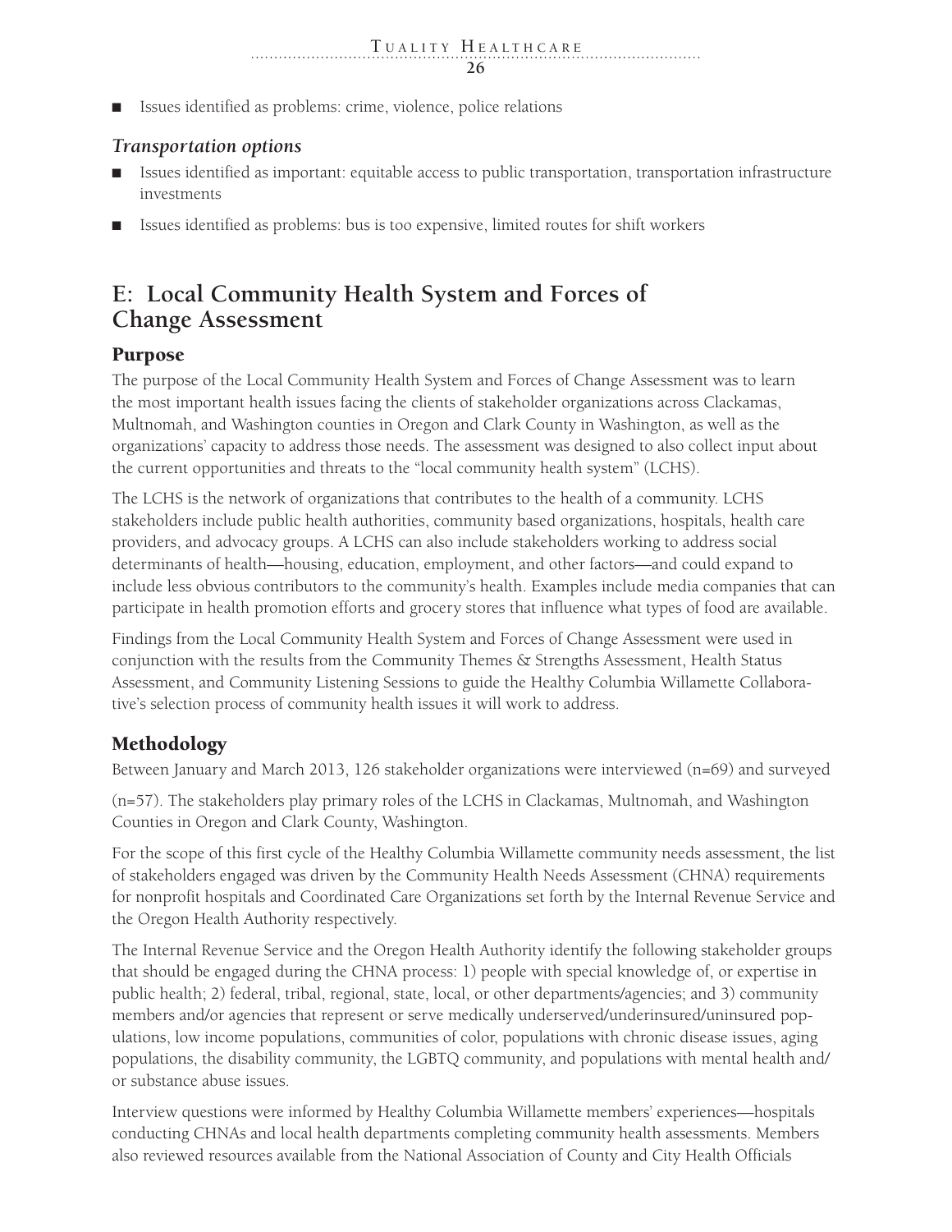- Issues identified as problems: crime, violence, police relations

### *Transportation options*

- Issues identified as important: equitable access to public transportation, transportation infrastructure investments
- Issues identified as problems: bus is too expensive, limited routes for shift workers

## E: Local Community Health System and Forces of Change Assessment

### Purpose

The purpose of the Local Community Health System and Forces of Change Assessment was to learn the most important health issues facing the clients of stakeholder organizations across Clackamas, Multnomah, and Washington counties in Oregon and Clark County in Washington, as well as the organizations' capacity to address those needs. The assessment was designed to also collect input about the current opportunities and threats to the "local community health system" (LCHS).

The LCHS is the network of organizations that contributes to the health of a community. LCHS stakeholders include public health authorities, community based organizations, hospitals, health care providers, and advocacy groups. A LCHS can also include stakeholders working to address social determinants of health—housing, education, employment, and other factors—and could expand to include less obvious contributors to the community's health. Examples include media companies that can participate in health promotion efforts and grocery stores that influence what types of food are available.

Findings from the Local Community Health System and Forces of Change Assessment were used in conjunction with the results from the Community Themes & Strengths Assessment, Health Status Assessment, and Community Listening Sessions to guide the Healthy Columbia Willamette Collaborative's selection process of community health issues it will work to address.

### Methodology

Between January and March 2013, 126 stakeholder organizations were interviewed (n=69) and surveyed

(n=57). The stakeholders play primary roles of the LCHS in Clackamas, Multnomah, and Washington Counties in Oregon and Clark County, Washington.

For the scope of this first cycle of the Healthy Columbia Willamette community needs assessment, the list of stakeholders engaged was driven by the Community Health Needs Assessment (CHNA) requirements for nonprofit hospitals and Coordinated Care Organizations set forth by the Internal Revenue Service and the Oregon Health Authority respectively.

The Internal Revenue Service and the Oregon Health Authority identify the following stakeholder groups that should be engaged during the CHNA process: 1) people with special knowledge of, or expertise in public health; 2) federal, tribal, regional, state, local, or other departments/agencies; and 3) community members and/or agencies that represent or serve medically underserved/underinsured/uninsured populations, low income populations, communities of color, populations with chronic disease issues, aging populations, the disability community, the LGBTQ community, and populations with mental health and/or substance abuse issues.

Interview questions were informed by Healthy Columbia Willamette members' experiences—hospitals conducting CHNAs and local health departments completing community health assessments. Members also reviewed resources available from the National Association of County and City Health Officials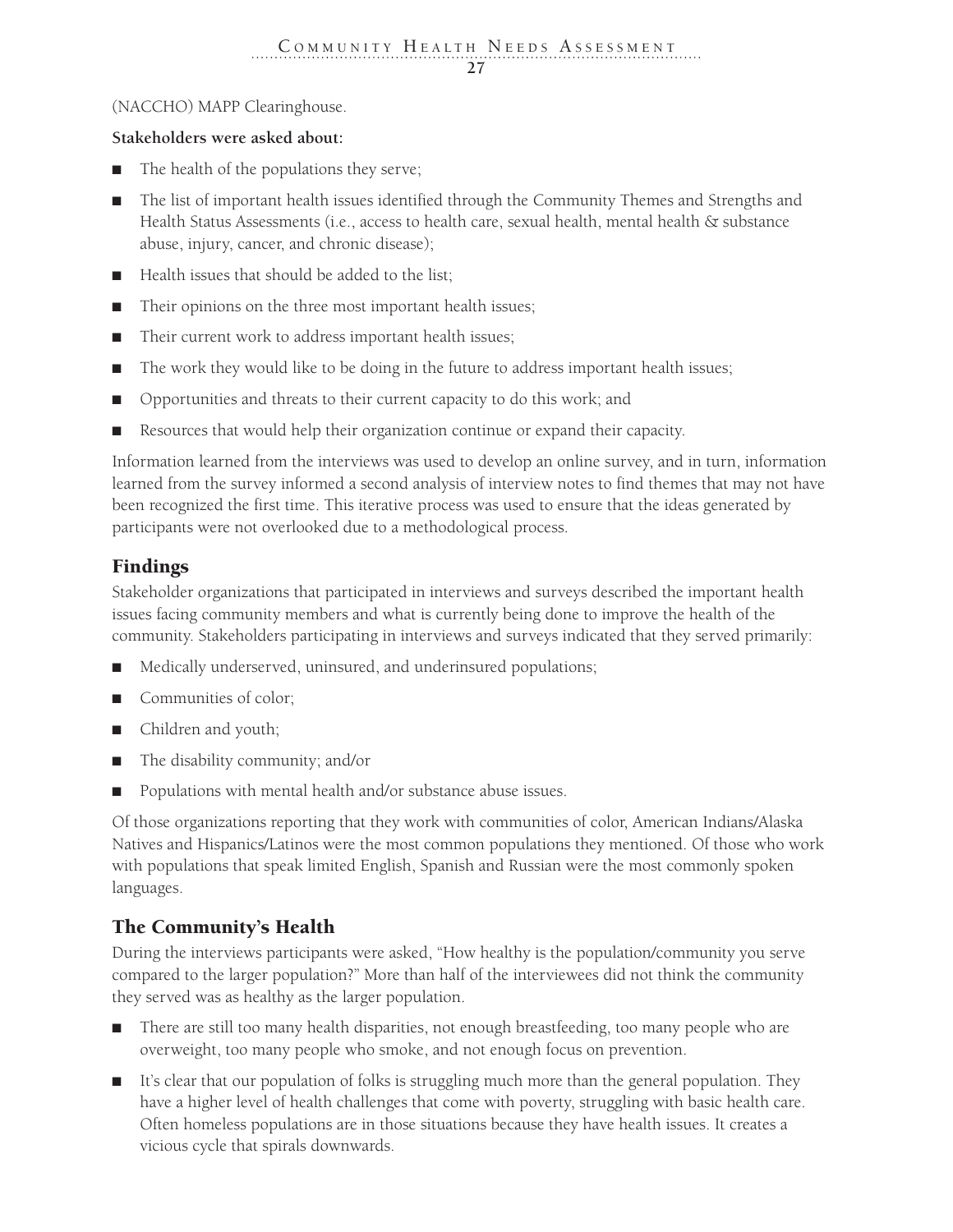(NACCHO) MAPP Clearinghouse.

**Stakeholders were asked about:**

- The health of the populations they serve;
- The list of important health issues identified through the Community Themes and Strengths and Health Status Assessments (i.e., access to health care, sexual health, mental health & substance abuse, injury, cancer, and chronic disease);
- Health issues that should be added to the list;
- Their opinions on the three most important health issues;
- Their current work to address important health issues;
- The work they would like to be doing in the future to address important health issues;
- Opportunities and threats to their current capacity to do this work; and
- Resources that would help their organization continue or expand their capacity.

Information learned from the interviews was used to develop an online survey, and in turn, information learned from the survey informed a second analysis of interview notes to find themes that may not have been recognized the first time. This iterative process was used to ensure that the ideas generated by participants were not overlooked due to a methodological process.

## Findings

Stakeholder organizations that participated in interviews and surveys described the important health issues facing community members and what is currently being done to improve the health of the community. Stakeholders participating in interviews and surveys indicated that they served primarily:

- Medically underserved, uninsured, and underinsured populations;
- Communities of color;
- Children and youth;
- The disability community; and/or
- Populations with mental health and/or substance abuse issues.

Of those organizations reporting that they work with communities of color, American Indians/Alaska Natives and Hispanics/Latinos were the most common populations they mentioned. Of those who work with populations that speak limited English, Spanish and Russian were the most commonly spoken languages.

## The Community's Health

During the interviews participants were asked, "How healthy is the population/community you serve compared to the larger population?" More than half of the interviewees did not think the community they served was as healthy as the larger population.

- There are still too many health disparities, not enough breastfeeding, too many people who are overweight, too many people who smoke, and not enough focus on prevention.
- It's clear that our population of folks is struggling much more than the general population. They have a higher level of health challenges that come with poverty, struggling with basic health care. Often homeless populations are in those situations because they have health issues. It creates a vicious cycle that spirals downwards.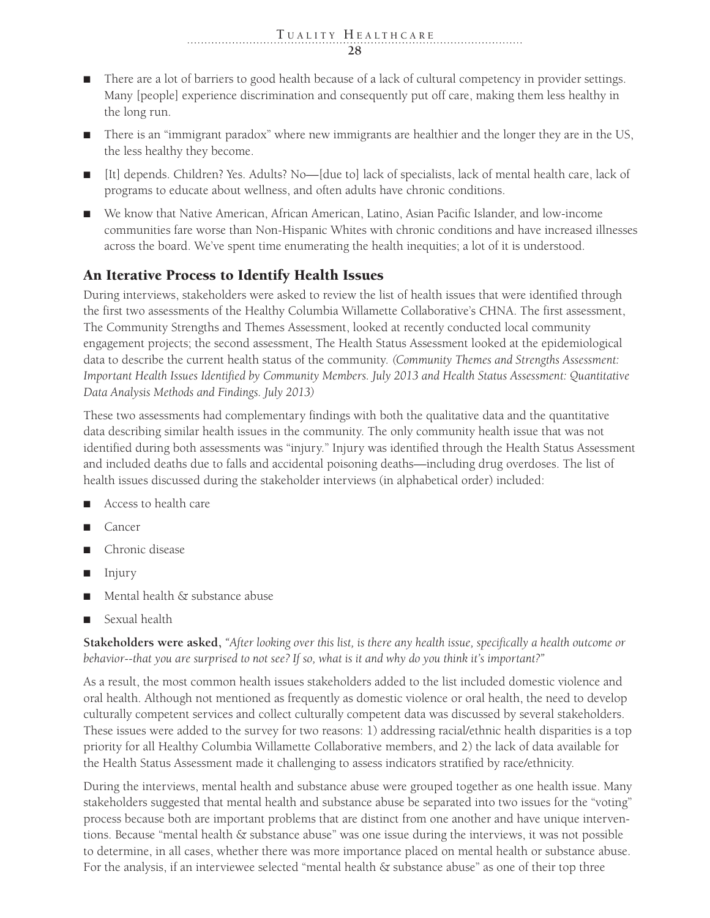- There are a lot of barriers to good health because of a lack of cultural competency in provider settings. Many [people] experience discrimination and consequently put off care, making them less healthy in the long run.
- There is an "immigrant paradox" where new immigrants are healthier and the longer they are in the US, the less healthy they become.
- [It] depends. Children? Yes. Adults? No—[due to] lack of specialists, lack of mental health care, lack of programs to educate about wellness, and often adults have chronic conditions.
- We know that Native American, African American, Latino, Asian Pacific Islander, and low-income communities fare worse than Non-Hispanic Whites with chronic conditions and have increased illnesses across the board. We've spent time enumerating the health inequities; a lot of it is understood.

## An Iterative Process to Identify Health Issues

During interviews, stakeholders were asked to review the list of health issues that were identified through the first two assessments of the Healthy Columbia Willamette Collaborative's CHNA. The first assessment, The Community Strengths and Themes Assessment, looked at recently conducted local community engagement projects; the second assessment, The Health Status Assessment looked at the epidemiological data to describe the current health status of the community. *(Community Themes and Strengths Assessment: Important Health Issues Identified by Community Members. July 2013 and Health Status Assessment: Quantitative Data Analysis Methods and Findings. July 2013)*

These two assessments had complementary findings with both the qualitative data and the quantitative data describing similar health issues in the community. The only community health issue that was not identified during both assessments was "injury." Injury was identified through the Health Status Assessment and included deaths due to falls and accidental poisoning deaths—including drug overdoses. The list of health issues discussed during the stakeholder interviews (in alphabetical order) included:

- Access to health care
- Cancer
- Chronic disease
- Injury
- Mental health & substance abuse
- Sexual health

**Stakeholders were asked,** *"After looking over this list, is there any health issue, specifically a health outcome or behavior--that you are surprised to not see? If so, what is it and why do you think it's important?"*

As a result, the most common health issues stakeholders added to the list included domestic violence and oral health. Although not mentioned as frequently as domestic violence or oral health, the need to develop culturally competent services and collect culturally competent data was discussed by several stakeholders. These issues were added to the survey for two reasons: 1) addressing racial/ethnic health disparities is a top priority for all Healthy Columbia Willamette Collaborative members, and 2) the lack of data available for the Health Status Assessment made it challenging to assess indicators stratified by race/ethnicity.

During the interviews, mental health and substance abuse were grouped together as one health issue. Many stakeholders suggested that mental health and substance abuse be separated into two issues for the "voting" process because both are important problems that are distinct from one another and have unique interventions. Because "mental health & substance abuse" was one issue during the interviews, it was not possible to determine, in all cases, whether there was more importance placed on mental health or substance abuse. For the analysis, if an interviewee selected "mental health & substance abuse" as one of their top three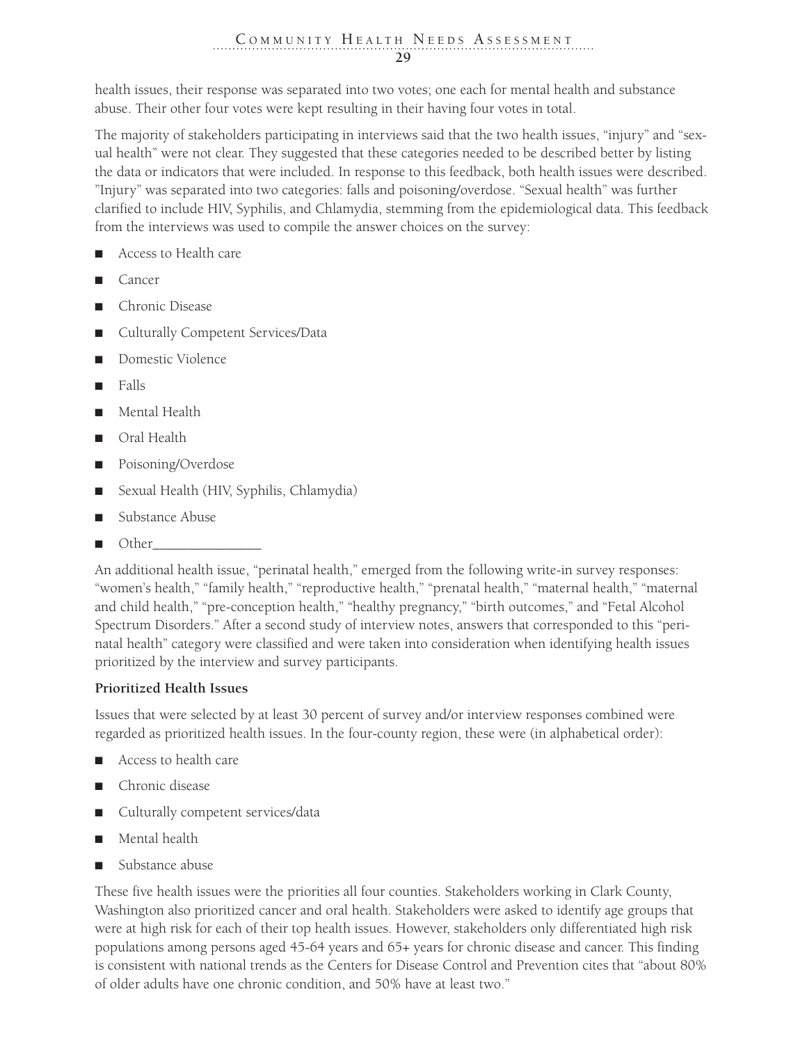health issues, their response was separated into two votes; one each for mental health and substance abuse. Their other four votes were kept resulting in their having four votes in total.

The majority of stakeholders participating in interviews said that the two health issues, "injury" and "sexual health" were not clear. They suggested that these categories needed to be described better by listing the data or indicators that were included. In response to this feedback, both health issues were described. "Injury" was separated into two categories: falls and poisoning/overdose. "Sexual health" was further clarified to include HIV, Syphilis, and Chlamydia, stemming from the epidemiological data. This feedback from the interviews was used to compile the answer choices on the survey:

- Access to Health care
- Cancer
- Chronic Disease
- Culturally Competent Services/Data
- Domestic Violence
- Falls
- Mental Health
- Oral Health
- Poisoning/Overdose
- Sexual Health (HIV, Syphilis, Chlamydia)
- Substance Abuse
- Other_______________

An additional health issue, "perinatal health," emerged from the following write-in survey responses: "women's health," "family health," "reproductive health," "prenatal health," "maternal health," "maternal and child health," "pre-conception health," "healthy pregnancy," "birth outcomes," and "Fetal Alcohol Spectrum Disorders." After a second study of interview notes, answers that corresponded to this "perinatal health" category were classified and were taken into consideration when identifying health issues prioritized by the interview and survey participants.

**Prioritized Health Issues**

Issues that were selected by at least 30 percent of survey and/or interview responses combined were regarded as prioritized health issues. In the four-county region, these were (in alphabetical order):

- Access to health care
- Chronic disease
- Culturally competent services/data
- Mental health
- Substance abuse

These five health issues were the priorities all four counties. Stakeholders working in Clark County, Washington also prioritized cancer and oral health. Stakeholders were asked to identify age groups that were at high risk for each of their top health issues. However, stakeholders only differentiated high risk populations among persons aged 45-64 years and 65+ years for chronic disease and cancer. This finding is consistent with national trends as the Centers for Disease Control and Prevention cites that "about 80% of older adults have one chronic condition, and 50% have at least two."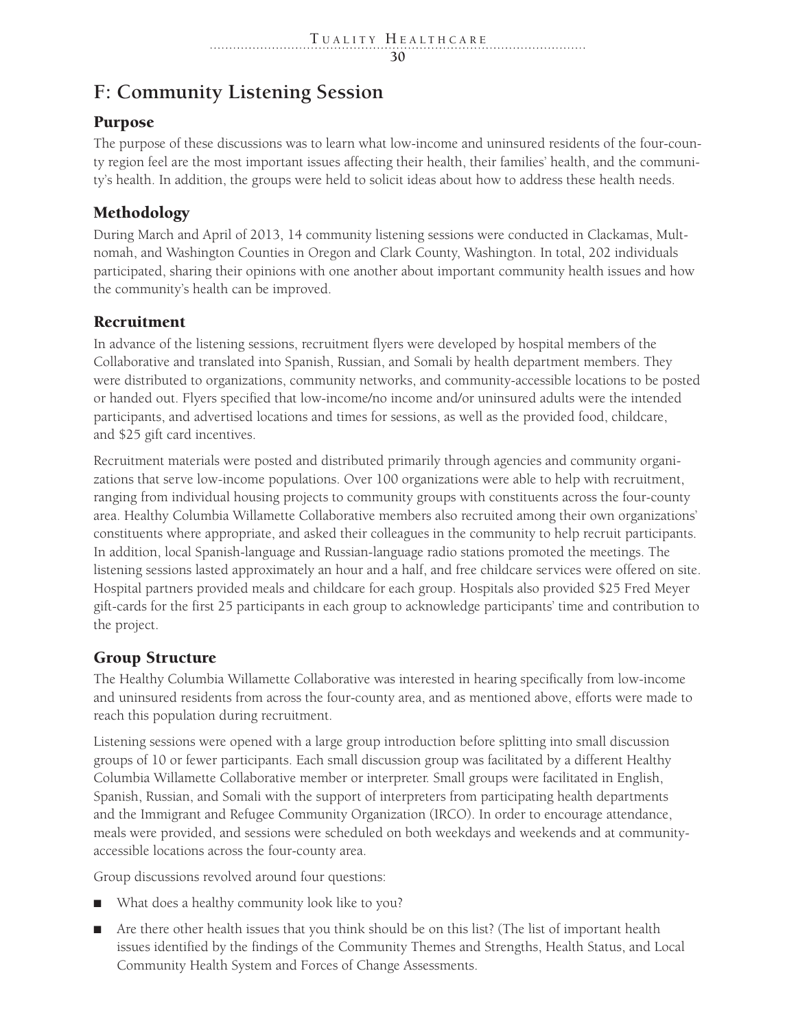# F: Community Listening Session

## Purpose

The purpose of these discussions was to learn what low-income and uninsured residents of the four-county region feel are the most important issues affecting their health, their families' health, and the community's health. In addition, the groups were held to solicit ideas about how to address these health needs.

## Methodology

During March and April of 2013, 14 community listening sessions were conducted in Clackamas, Multnomah, and Washington Counties in Oregon and Clark County, Washington. In total, 202 individuals participated, sharing their opinions with one another about important community health issues and how the community's health can be improved.

## Recruitment

In advance of the listening sessions, recruitment flyers were developed by hospital members of the Collaborative and translated into Spanish, Russian, and Somali by health department members. They were distributed to organizations, community networks, and community-accessible locations to be posted or handed out. Flyers specified that low-income/no income and/or uninsured adults were the intended participants, and advertised locations and times for sessions, as well as the provided food, childcare, and $25 gift card incentives.

Recruitment materials were posted and distributed primarily through agencies and community organizations that serve low-income populations. Over 100 organizations were able to help with recruitment, ranging from individual housing projects to community groups with constituents across the four-county area. Healthy Columbia Willamette Collaborative members also recruited among their own organizations' constituents where appropriate, and asked their colleagues in the community to help recruit participants. In addition, local Spanish-language and Russian-language radio stations promoted the meetings. The listening sessions lasted approximately an hour and a half, and free childcare services were offered on site. Hospital partners provided meals and childcare for each group. Hospitals also provided $25 Fred Meyer gift-cards for the first 25 participants in each group to acknowledge participants' time and contribution to the project.

## Group Structure

The Healthy Columbia Willamette Collaborative was interested in hearing specifically from low-income and uninsured residents from across the four-county area, and as mentioned above, efforts were made to reach this population during recruitment.

Listening sessions were opened with a large group introduction before splitting into small discussion groups of 10 or fewer participants. Each small discussion group was facilitated by a different Healthy Columbia Willamette Collaborative member or interpreter. Small groups were facilitated in English, Spanish, Russian, and Somali with the support of interpreters from participating health departments and the Immigrant and Refugee Community Organization (IRCO). In order to encourage attendance, meals were provided, and sessions were scheduled on both weekdays and weekends and at community-accessible locations across the four-county area.

Group discussions revolved around four questions:

- What does a healthy community look like to you?
- Are there other health issues that you think should be on this list? (The list of important health issues identified by the findings of the Community Themes and Strengths, Health Status, and Local Community Health System and Forces of Change Assessments.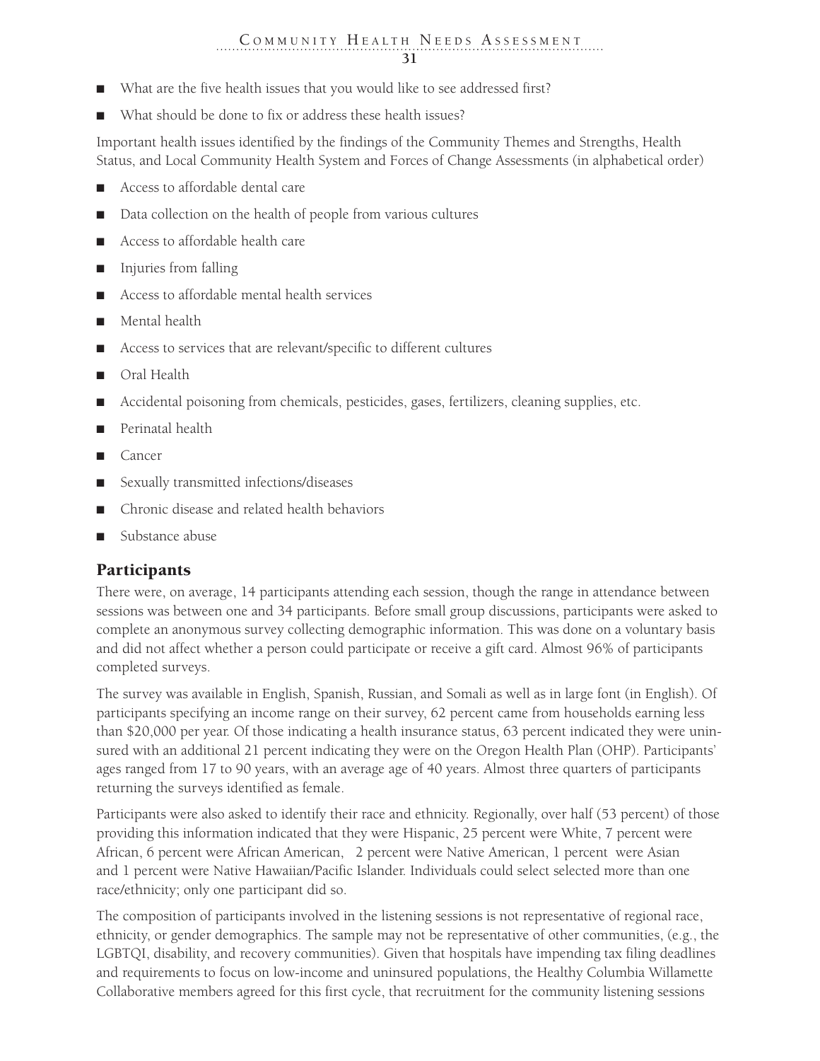- What are the five health issues that you would like to see addressed first?
- What should be done to fix or address these health issues?

Important health issues identified by the findings of the Community Themes and Strengths, Health Status, and Local Community Health System and Forces of Change Assessments (in alphabetical order)

- Access to affordable dental care
- Data collection on the health of people from various cultures
- Access to affordable health care
- Injuries from falling
- Access to affordable mental health services
- Mental health
- Access to services that are relevant/specific to different cultures
- Oral Health
- Accidental poisoning from chemicals, pesticides, gases, fertilizers, cleaning supplies, etc.
- Perinatal health
- Cancer
- Sexually transmitted infections/diseases
- Chronic disease and related health behaviors
- Substance abuse

## Participants

There were, on average, 14 participants attending each session, though the range in attendance between sessions was between one and 34 participants. Before small group discussions, participants were asked to complete an anonymous survey collecting demographic information. This was done on a voluntary basis and did not affect whether a person could participate or receive a gift card. Almost 96% of participants completed surveys.

The survey was available in English, Spanish, Russian, and Somali as well as in large font (in English). Of participants specifying an income range on their survey, 62 percent came from households earning less than $20,000 per year. Of those indicating a health insurance status, 63 percent indicated they were uninsured with an additional 21 percent indicating they were on the Oregon Health Plan (OHP). Participants' ages ranged from 17 to 90 years, with an average age of 40 years. Almost three quarters of participants returning the surveys identified as female.

Participants were also asked to identify their race and ethnicity. Regionally, over half (53 percent) of those providing this information indicated that they were Hispanic, 25 percent were White, 7 percent were African, 6 percent were African American, 2 percent were Native American, 1 percent were Asian and 1 percent were Native Hawaiian/Pacific Islander. Individuals could select selected more than one race/ethnicity; only one participant did so.

The composition of participants involved in the listening sessions is not representative of regional race, ethnicity, or gender demographics. The sample may not be representative of other communities, (e.g., the LGBTQI, disability, and recovery communities). Given that hospitals have impending tax filing deadlines and requirements to focus on low-income and uninsured populations, the Healthy Columbia Willamette Collaborative members agreed for this first cycle, that recruitment for the community listening sessions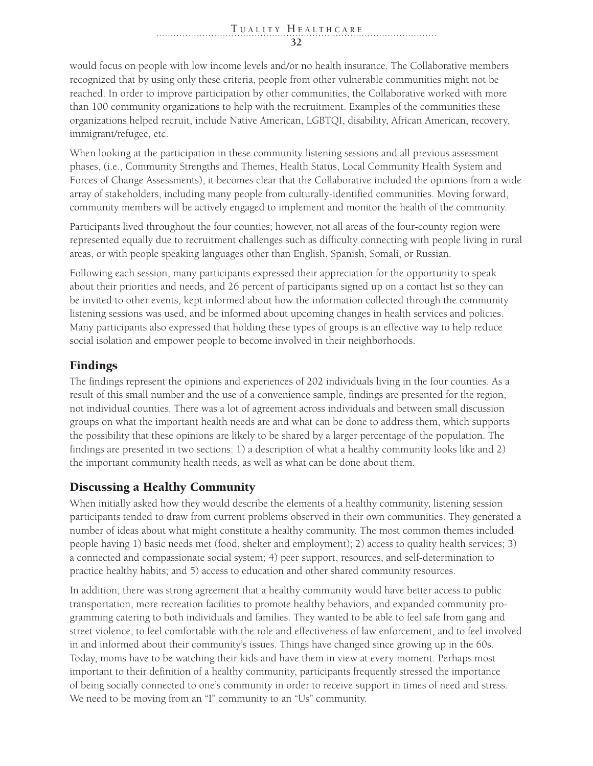would focus on people with low income levels and/or no health insurance. The Collaborative members recognized that by using only these criteria, people from other vulnerable communities might not be reached. In order to improve participation by other communities, the Collaborative worked with more than 100 community organizations to help with the recruitment. Examples of the communities these organizations helped recruit, include Native American, LGBTQI, disability, African American, recovery, immigrant/refugee, etc.

When looking at the participation in these community listening sessions and all previous assessment phases, (i.e., Community Strengths and Themes, Health Status, Local Community Health System and Forces of Change Assessments), it becomes clear that the Collaborative included the opinions from a wide array of stakeholders, including many people from culturally-identified communities. Moving forward, community members will be actively engaged to implement and monitor the health of the community.

Participants lived throughout the four counties; however, not all areas of the four-county region were represented equally due to recruitment challenges such as difficulty connecting with people living in rural areas, or with people speaking languages other than English, Spanish, Somali, or Russian.

Following each session, many participants expressed their appreciation for the opportunity to speak about their priorities and needs, and 26 percent of participants signed up on a contact list so they can be invited to other events, kept informed about how the information collected through the community listening sessions was used, and be informed about upcoming changes in health services and policies. Many participants also expressed that holding these types of groups is an effective way to help reduce social isolation and empower people to become involved in their neighborhoods.

## Findings

The findings represent the opinions and experiences of 202 individuals living in the four counties. As a result of this small number and the use of a convenience sample, findings are presented for the region, not individual counties. There was a lot of agreement across individuals and between small discussion groups on what the important health needs are and what can be done to address them, which supports the possibility that these opinions are likely to be shared by a larger percentage of the population. The findings are presented in two sections: 1) a description of what a healthy community looks like and 2) the important community health needs, as well as what can be done about them.

## Discussing a Healthy Community

When initially asked how they would describe the elements of a healthy community, listening session participants tended to draw from current problems observed in their own communities. They generated a number of ideas about what might constitute a healthy community. The most common themes included people having 1) basic needs met (food, shelter and employment); 2) access to quality health services; 3) a connected and compassionate social system; 4) peer support, resources, and self-determination to practice healthy habits; and 5) access to education and other shared community resources.

In addition, there was strong agreement that a healthy community would have better access to public transportation, more recreation facilities to promote healthy behaviors, and expanded community programming catering to both individuals and families. They wanted to be able to feel safe from gang and street violence, to feel comfortable with the role and effectiveness of law enforcement, and to feel involved in and informed about their community's issues. Things have changed since growing up in the 60s. Today, moms have to be watching their kids and have them in view at every moment. Perhaps most important to their definition of a healthy community, participants frequently stressed the importance of being socially connected to one's community in order to receive support in times of need and stress. We need to be moving from an "I" community to an "Us" community.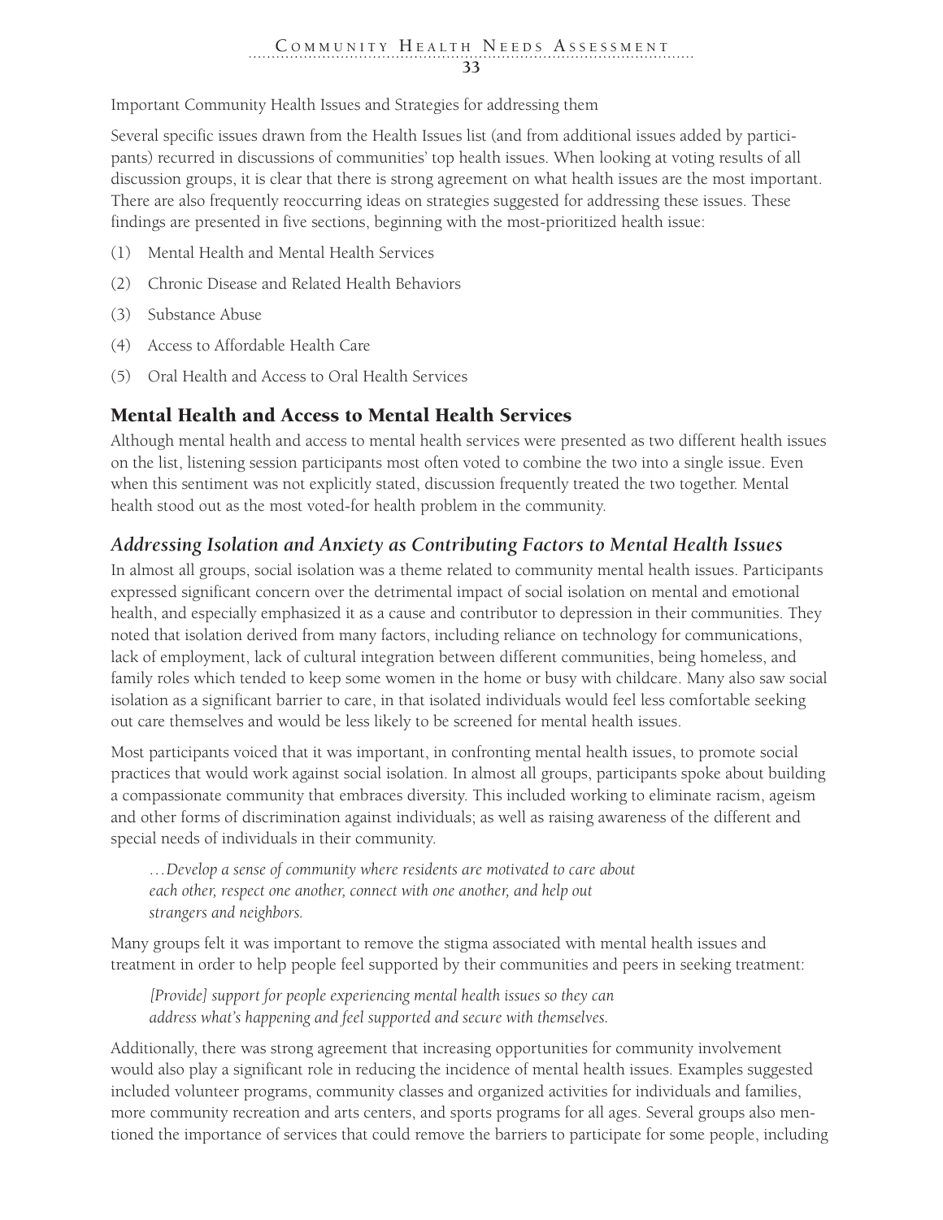Important Community Health Issues and Strategies for addressing them

Several specific issues drawn from the Health Issues list (and from additional issues added by participants) recurred in discussions of communities' top health issues. When looking at voting results of all discussion groups, it is clear that there is strong agreement on what health issues are the most important. There are also frequently reoccurring ideas on strategies suggested for addressing these issues. These findings are presented in five sections, beginning with the most-prioritized health issue:

(1) Mental Health and Mental Health Services

(2) Chronic Disease and Related Health Behaviors

(3) Substance Abuse

(4) Access to Affordable Health Care

(5) Oral Health and Access to Oral Health Services

## Mental Health and Access to Mental Health Services

Although mental health and access to mental health services were presented as two different health issues on the list, listening session participants most often voted to combine the two into a single issue. Even when this sentiment was not explicitly stated, discussion frequently treated the two together. Mental health stood out as the most voted-for health problem in the community.

### *Addressing Isolation and Anxiety as Contributing Factors to Mental Health Issues*

In almost all groups, social isolation was a theme related to community mental health issues. Participants expressed significant concern over the detrimental impact of social isolation on mental and emotional health, and especially emphasized it as a cause and contributor to depression in their communities. They noted that isolation derived from many factors, including reliance on technology for communications, lack of employment, lack of cultural integration between different communities, being homeless, and family roles which tended to keep some women in the home or busy with childcare. Many also saw social isolation as a significant barrier to care, in that isolated individuals would feel less comfortable seeking out care themselves and would be less likely to be screened for mental health issues.

Most participants voiced that it was important, in confronting mental health issues, to promote social practices that would work against social isolation. In almost all groups, participants spoke about building a compassionate community that embraces diversity. This included working to eliminate racism, ageism and other forms of discrimination against individuals; as well as raising awareness of the different and special needs of individuals in their community.

> *…Develop a sense of community where residents are motivated to care about each other, respect one another, connect with one another, and help out strangers and neighbors.*

Many groups felt it was important to remove the stigma associated with mental health issues and treatment in order to help people feel supported by their communities and peers in seeking treatment:

> *[Provide] support for people experiencing mental health issues so they can address what's happening and feel supported and secure with themselves.*

Additionally, there was strong agreement that increasing opportunities for community involvement would also play a significant role in reducing the incidence of mental health issues. Examples suggested included volunteer programs, community classes and organized activities for individuals and families, more community recreation and arts centers, and sports programs for all ages. Several groups also mentioned the importance of services that could remove the barriers to participate for some people, including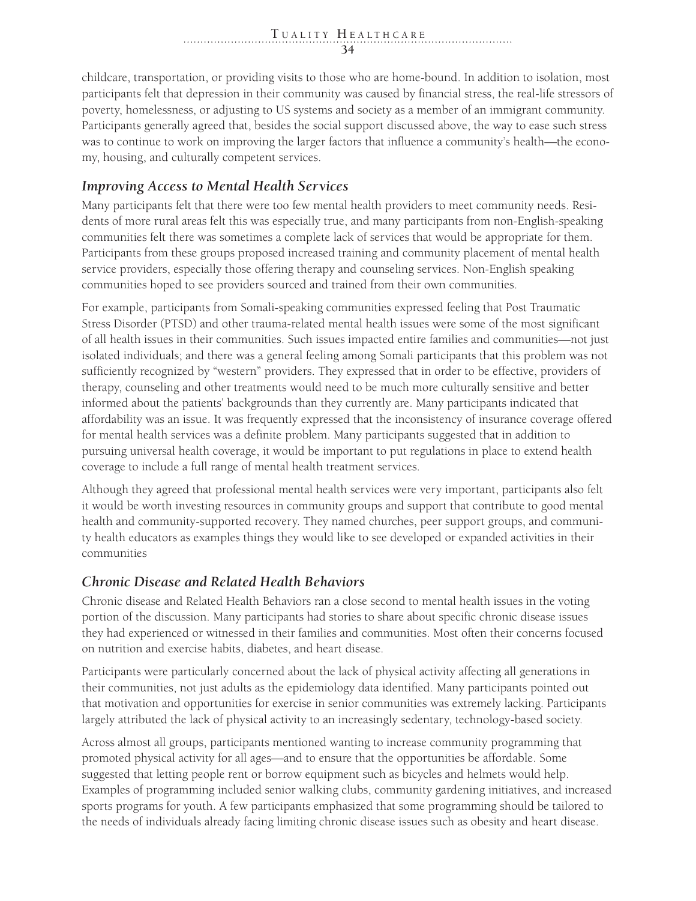childcare, transportation, or providing visits to those who are home-bound. In addition to isolation, most participants felt that depression in their community was caused by financial stress, the real-life stressors of poverty, homelessness, or adjusting to US systems and society as a member of an immigrant community. Participants generally agreed that, besides the social support discussed above, the way to ease such stress was to continue to work on improving the larger factors that influence a community's health—the economy, housing, and culturally competent services.

### *Improving Access to Mental Health Services*

Many participants felt that there were too few mental health providers to meet community needs. Residents of more rural areas felt this was especially true, and many participants from non-English-speaking communities felt there was sometimes a complete lack of services that would be appropriate for them. Participants from these groups proposed increased training and community placement of mental health service providers, especially those offering therapy and counseling services. Non-English speaking communities hoped to see providers sourced and trained from their own communities.

For example, participants from Somali-speaking communities expressed feeling that Post Traumatic Stress Disorder (PTSD) and other trauma-related mental health issues were some of the most significant of all health issues in their communities. Such issues impacted entire families and communities—not just isolated individuals; and there was a general feeling among Somali participants that this problem was not sufficiently recognized by "western" providers. They expressed that in order to be effective, providers of therapy, counseling and other treatments would need to be much more culturally sensitive and better informed about the patients' backgrounds than they currently are. Many participants indicated that affordability was an issue. It was frequently expressed that the inconsistency of insurance coverage offered for mental health services was a definite problem. Many participants suggested that in addition to pursuing universal health coverage, it would be important to put regulations in place to extend health coverage to include a full range of mental health treatment services.

Although they agreed that professional mental health services were very important, participants also felt it would be worth investing resources in community groups and support that contribute to good mental health and community-supported recovery. They named churches, peer support groups, and community health educators as examples things they would like to see developed or expanded activities in their communities

### *Chronic Disease and Related Health Behaviors*

Chronic disease and Related Health Behaviors ran a close second to mental health issues in the voting portion of the discussion. Many participants had stories to share about specific chronic disease issues they had experienced or witnessed in their families and communities. Most often their concerns focused on nutrition and exercise habits, diabetes, and heart disease.

Participants were particularly concerned about the lack of physical activity affecting all generations in their communities, not just adults as the epidemiology data identified. Many participants pointed out that motivation and opportunities for exercise in senior communities was extremely lacking. Participants largely attributed the lack of physical activity to an increasingly sedentary, technology-based society.

Across almost all groups, participants mentioned wanting to increase community programming that promoted physical activity for all ages—and to ensure that the opportunities be affordable. Some suggested that letting people rent or borrow equipment such as bicycles and helmets would help. Examples of programming included senior walking clubs, community gardening initiatives, and increased sports programs for youth. A few participants emphasized that some programming should be tailored to the needs of individuals already facing limiting chronic disease issues such as obesity and heart disease.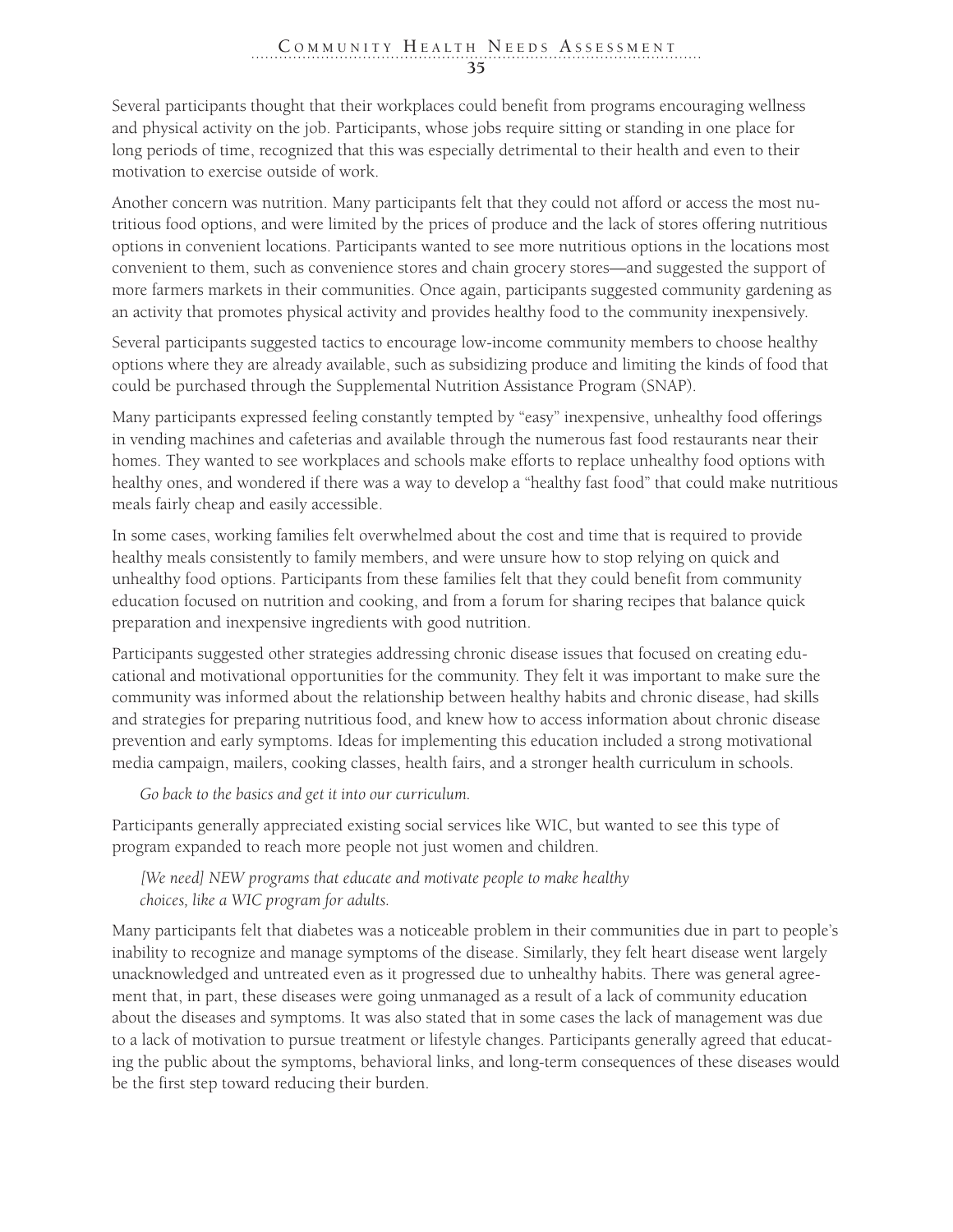Several participants thought that their workplaces could benefit from programs encouraging wellness and physical activity on the job. Participants, whose jobs require sitting or standing in one place for long periods of time, recognized that this was especially detrimental to their health and even to their motivation to exercise outside of work.

Another concern was nutrition. Many participants felt that they could not afford or access the most nutritious food options, and were limited by the prices of produce and the lack of stores offering nutritious options in convenient locations. Participants wanted to see more nutritious options in the locations most convenient to them, such as convenience stores and chain grocery stores—and suggested the support of more farmers markets in their communities. Once again, participants suggested community gardening as an activity that promotes physical activity and provides healthy food to the community inexpensively.

Several participants suggested tactics to encourage low-income community members to choose healthy options where they are already available, such as subsidizing produce and limiting the kinds of food that could be purchased through the Supplemental Nutrition Assistance Program (SNAP).

Many participants expressed feeling constantly tempted by "easy" inexpensive, unhealthy food offerings in vending machines and cafeterias and available through the numerous fast food restaurants near their homes. They wanted to see workplaces and schools make efforts to replace unhealthy food options with healthy ones, and wondered if there was a way to develop a "healthy fast food" that could make nutritious meals fairly cheap and easily accessible.

In some cases, working families felt overwhelmed about the cost and time that is required to provide healthy meals consistently to family members, and were unsure how to stop relying on quick and unhealthy food options. Participants from these families felt that they could benefit from community education focused on nutrition and cooking, and from a forum for sharing recipes that balance quick preparation and inexpensive ingredients with good nutrition.

Participants suggested other strategies addressing chronic disease issues that focused on creating educational and motivational opportunities for the community. They felt it was important to make sure the community was informed about the relationship between healthy habits and chronic disease, had skills and strategies for preparing nutritious food, and knew how to access information about chronic disease prevention and early symptoms. Ideas for implementing this education included a strong motivational media campaign, mailers, cooking classes, health fairs, and a stronger health curriculum in schools.

> *Go back to the basics and get it into our curriculum.*

Participants generally appreciated existing social services like WIC, but wanted to see this type of program expanded to reach more people not just women and children.

> *[We need] NEW programs that educate and motivate people to make healthy choices, like a WIC program for adults.*

Many participants felt that diabetes was a noticeable problem in their communities due in part to people's inability to recognize and manage symptoms of the disease. Similarly, they felt heart disease went largely unacknowledged and untreated even as it progressed due to unhealthy habits. There was general agreement that, in part, these diseases were going unmanaged as a result of a lack of community education about the diseases and symptoms. It was also stated that in some cases the lack of management was due to a lack of motivation to pursue treatment or lifestyle changes. Participants generally agreed that educating the public about the symptoms, behavioral links, and long-term consequences of these diseases would be the first step toward reducing their burden.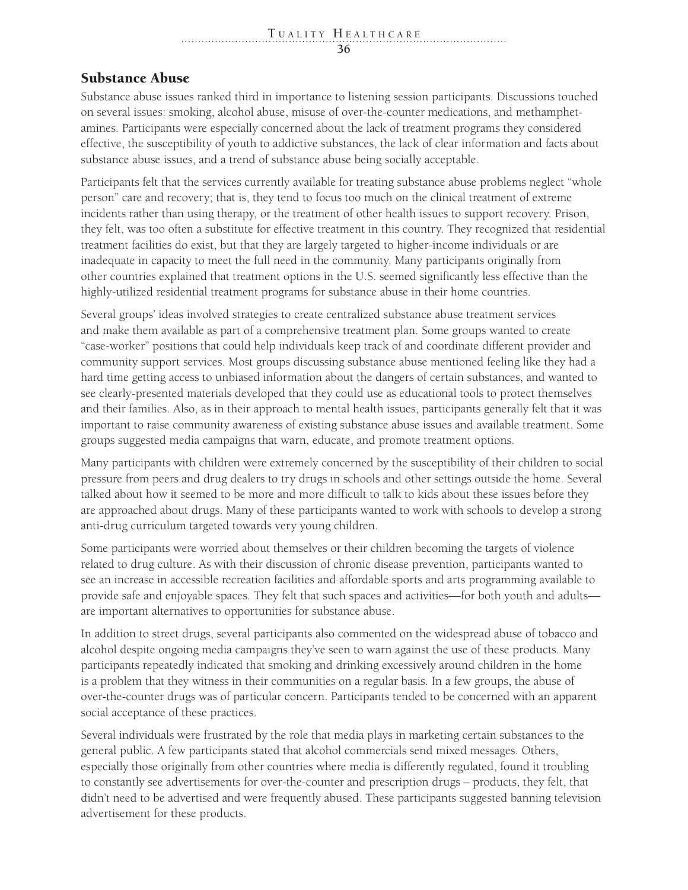## Substance Abuse

Substance abuse issues ranked third in importance to listening session participants. Discussions touched on several issues: smoking, alcohol abuse, misuse of over-the-counter medications, and methamphetamines. Participants were especially concerned about the lack of treatment programs they considered effective, the susceptibility of youth to addictive substances, the lack of clear information and facts about substance abuse issues, and a trend of substance abuse being socially acceptable.

Participants felt that the services currently available for treating substance abuse problems neglect "whole person" care and recovery; that is, they tend to focus too much on the clinical treatment of extreme incidents rather than using therapy, or the treatment of other health issues to support recovery. Prison, they felt, was too often a substitute for effective treatment in this country. They recognized that residential treatment facilities do exist, but that they are largely targeted to higher-income individuals or are inadequate in capacity to meet the full need in the community. Many participants originally from other countries explained that treatment options in the U.S. seemed significantly less effective than the highly-utilized residential treatment programs for substance abuse in their home countries.

Several groups' ideas involved strategies to create centralized substance abuse treatment services and make them available as part of a comprehensive treatment plan. Some groups wanted to create "case-worker" positions that could help individuals keep track of and coordinate different provider and community support services. Most groups discussing substance abuse mentioned feeling like they had a hard time getting access to unbiased information about the dangers of certain substances, and wanted to see clearly-presented materials developed that they could use as educational tools to protect themselves and their families. Also, as in their approach to mental health issues, participants generally felt that it was important to raise community awareness of existing substance abuse issues and available treatment. Some groups suggested media campaigns that warn, educate, and promote treatment options.

Many participants with children were extremely concerned by the susceptibility of their children to social pressure from peers and drug dealers to try drugs in schools and other settings outside the home. Several talked about how it seemed to be more and more difficult to talk to kids about these issues before they are approached about drugs. Many of these participants wanted to work with schools to develop a strong anti-drug curriculum targeted towards very young children.

Some participants were worried about themselves or their children becoming the targets of violence related to drug culture. As with their discussion of chronic disease prevention, participants wanted to see an increase in accessible recreation facilities and affordable sports and arts programming available to provide safe and enjoyable spaces. They felt that such spaces and activities—for both youth and adults—are important alternatives to opportunities for substance abuse.

In addition to street drugs, several participants also commented on the widespread abuse of tobacco and alcohol despite ongoing media campaigns they've seen to warn against the use of these products. Many participants repeatedly indicated that smoking and drinking excessively around children in the home is a problem that they witness in their communities on a regular basis. In a few groups, the abuse of over-the-counter drugs was of particular concern. Participants tended to be concerned with an apparent social acceptance of these practices.

Several individuals were frustrated by the role that media plays in marketing certain substances to the general public. A few participants stated that alcohol commercials send mixed messages. Others, especially those originally from other countries where media is differently regulated, found it troubling to constantly see advertisements for over-the-counter and prescription drugs – products, they felt, that didn't need to be advertised and were frequently abused. These participants suggested banning television advertisement for these products.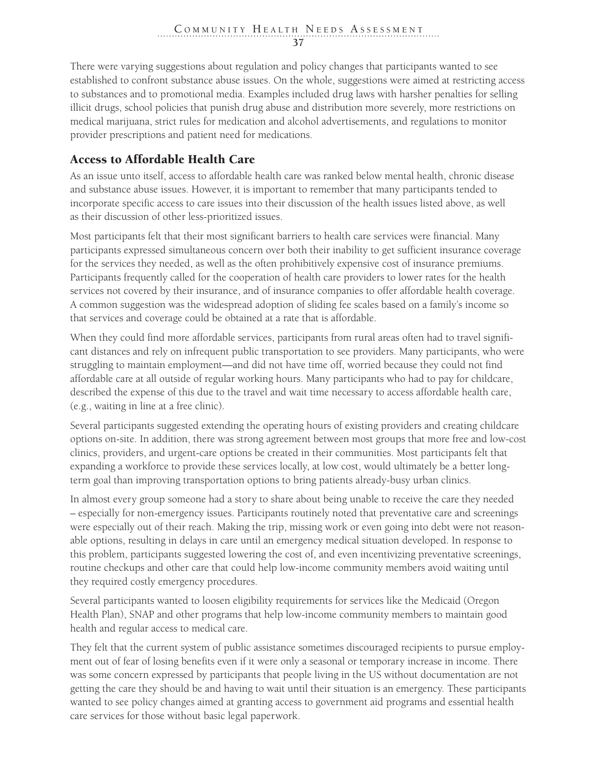There were varying suggestions about regulation and policy changes that participants wanted to see established to confront substance abuse issues. On the whole, suggestions were aimed at restricting access to substances and to promotional media. Examples included drug laws with harsher penalties for selling illicit drugs, school policies that punish drug abuse and distribution more severely, more restrictions on medical marijuana, strict rules for medication and alcohol advertisements, and regulations to monitor provider prescriptions and patient need for medications.

## Access to Affordable Health Care

As an issue unto itself, access to affordable health care was ranked below mental health, chronic disease and substance abuse issues. However, it is important to remember that many participants tended to incorporate specific access to care issues into their discussion of the health issues listed above, as well as their discussion of other less-prioritized issues.

Most participants felt that their most significant barriers to health care services were financial. Many participants expressed simultaneous concern over both their inability to get sufficient insurance coverage for the services they needed, as well as the often prohibitively expensive cost of insurance premiums. Participants frequently called for the cooperation of health care providers to lower rates for the health services not covered by their insurance, and of insurance companies to offer affordable health coverage. A common suggestion was the widespread adoption of sliding fee scales based on a family's income so that services and coverage could be obtained at a rate that is affordable.

When they could find more affordable services, participants from rural areas often had to travel significant distances and rely on infrequent public transportation to see providers. Many participants, who were struggling to maintain employment—and did not have time off, worried because they could not find affordable care at all outside of regular working hours. Many participants who had to pay for childcare, described the expense of this due to the travel and wait time necessary to access affordable health care, (e.g., waiting in line at a free clinic).

Several participants suggested extending the operating hours of existing providers and creating childcare options on-site. In addition, there was strong agreement between most groups that more free and low-cost clinics, providers, and urgent-care options be created in their communities. Most participants felt that expanding a workforce to provide these services locally, at low cost, would ultimately be a better long-term goal than improving transportation options to bring patients already-busy urban clinics.

In almost every group someone had a story to share about being unable to receive the care they needed – especially for non-emergency issues. Participants routinely noted that preventative care and screenings were especially out of their reach. Making the trip, missing work or even going into debt were not reasonable options, resulting in delays in care until an emergency medical situation developed. In response to this problem, participants suggested lowering the cost of, and even incentivizing preventative screenings, routine checkups and other care that could help low-income community members avoid waiting until they required costly emergency procedures.

Several participants wanted to loosen eligibility requirements for services like the Medicaid (Oregon Health Plan), SNAP and other programs that help low-income community members to maintain good health and regular access to medical care.

They felt that the current system of public assistance sometimes discouraged recipients to pursue employment out of fear of losing benefits even if it were only a seasonal or temporary increase in income. There was some concern expressed by participants that people living in the US without documentation are not getting the care they should be and having to wait until their situation is an emergency. These participants wanted to see policy changes aimed at granting access to government aid programs and essential health care services for those without basic legal paperwork.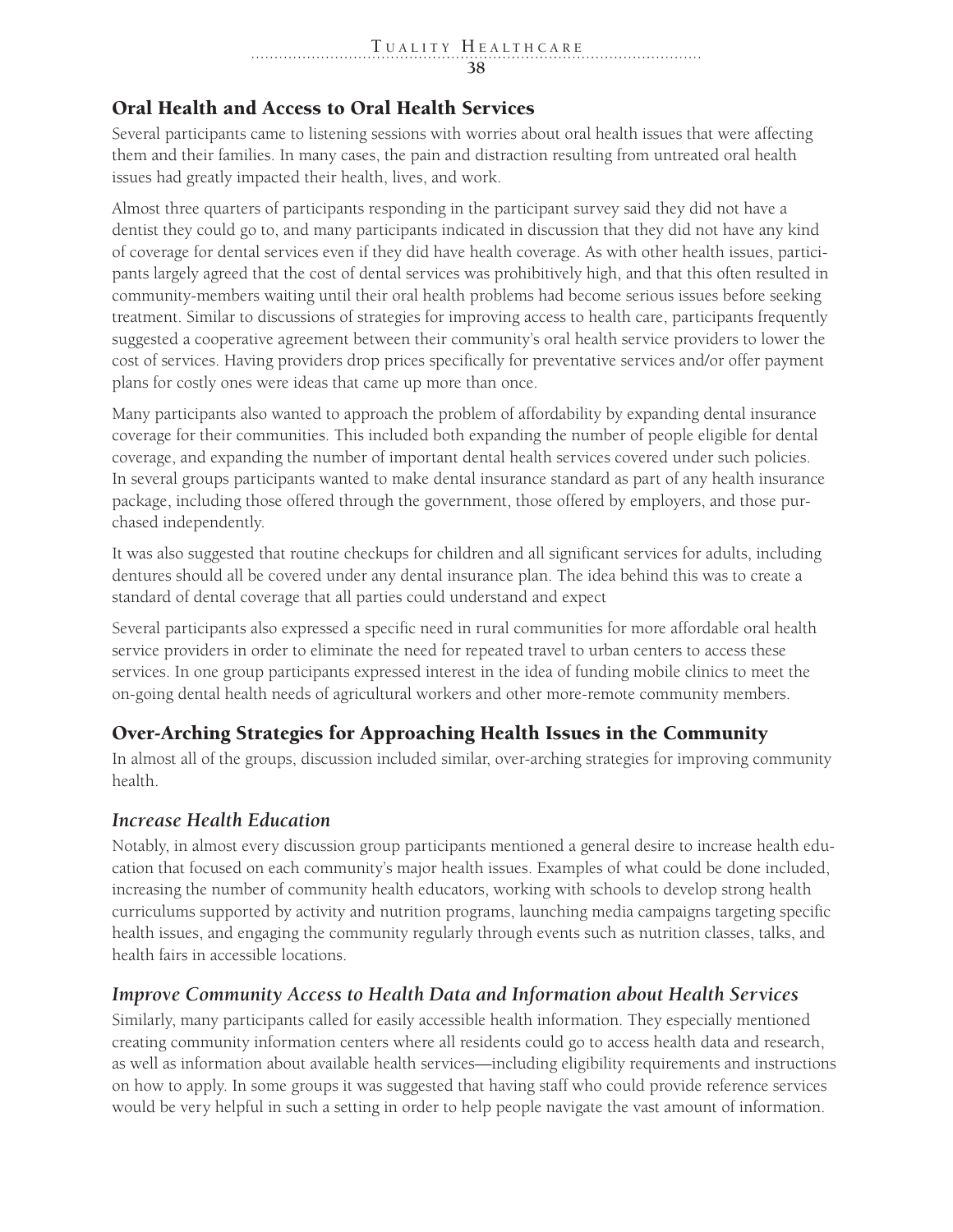## Oral Health and Access to Oral Health Services

Several participants came to listening sessions with worries about oral health issues that were affecting them and their families. In many cases, the pain and distraction resulting from untreated oral health issues had greatly impacted their health, lives, and work.

Almost three quarters of participants responding in the participant survey said they did not have a dentist they could go to, and many participants indicated in discussion that they did not have any kind of coverage for dental services even if they did have health coverage. As with other health issues, participants largely agreed that the cost of dental services was prohibitively high, and that this often resulted in community-members waiting until their oral health problems had become serious issues before seeking treatment. Similar to discussions of strategies for improving access to health care, participants frequently suggested a cooperative agreement between their community's oral health service providers to lower the cost of services. Having providers drop prices specifically for preventative services and/or offer payment plans for costly ones were ideas that came up more than once.

Many participants also wanted to approach the problem of affordability by expanding dental insurance coverage for their communities. This included both expanding the number of people eligible for dental coverage, and expanding the number of important dental health services covered under such policies. In several groups participants wanted to make dental insurance standard as part of any health insurance package, including those offered through the government, those offered by employers, and those purchased independently.

It was also suggested that routine checkups for children and all significant services for adults, including dentures should all be covered under any dental insurance plan. The idea behind this was to create a standard of dental coverage that all parties could understand and expect

Several participants also expressed a specific need in rural communities for more affordable oral health service providers in order to eliminate the need for repeated travel to urban centers to access these services. In one group participants expressed interest in the idea of funding mobile clinics to meet the on-going dental health needs of agricultural workers and other more-remote community members.

## Over-Arching Strategies for Approaching Health Issues in the Community

In almost all of the groups, discussion included similar, over-arching strategies for improving community health.

### *Increase Health Education*

Notably, in almost every discussion group participants mentioned a general desire to increase health education that focused on each community's major health issues. Examples of what could be done included, increasing the number of community health educators, working with schools to develop strong health curriculums supported by activity and nutrition programs, launching media campaigns targeting specific health issues, and engaging the community regularly through events such as nutrition classes, talks, and health fairs in accessible locations.

### *Improve Community Access to Health Data and Information about Health Services*

Similarly, many participants called for easily accessible health information. They especially mentioned creating community information centers where all residents could go to access health data and research, as well as information about available health services—including eligibility requirements and instructions on how to apply. In some groups it was suggested that having staff who could provide reference services would be very helpful in such a setting in order to help people navigate the vast amount of information.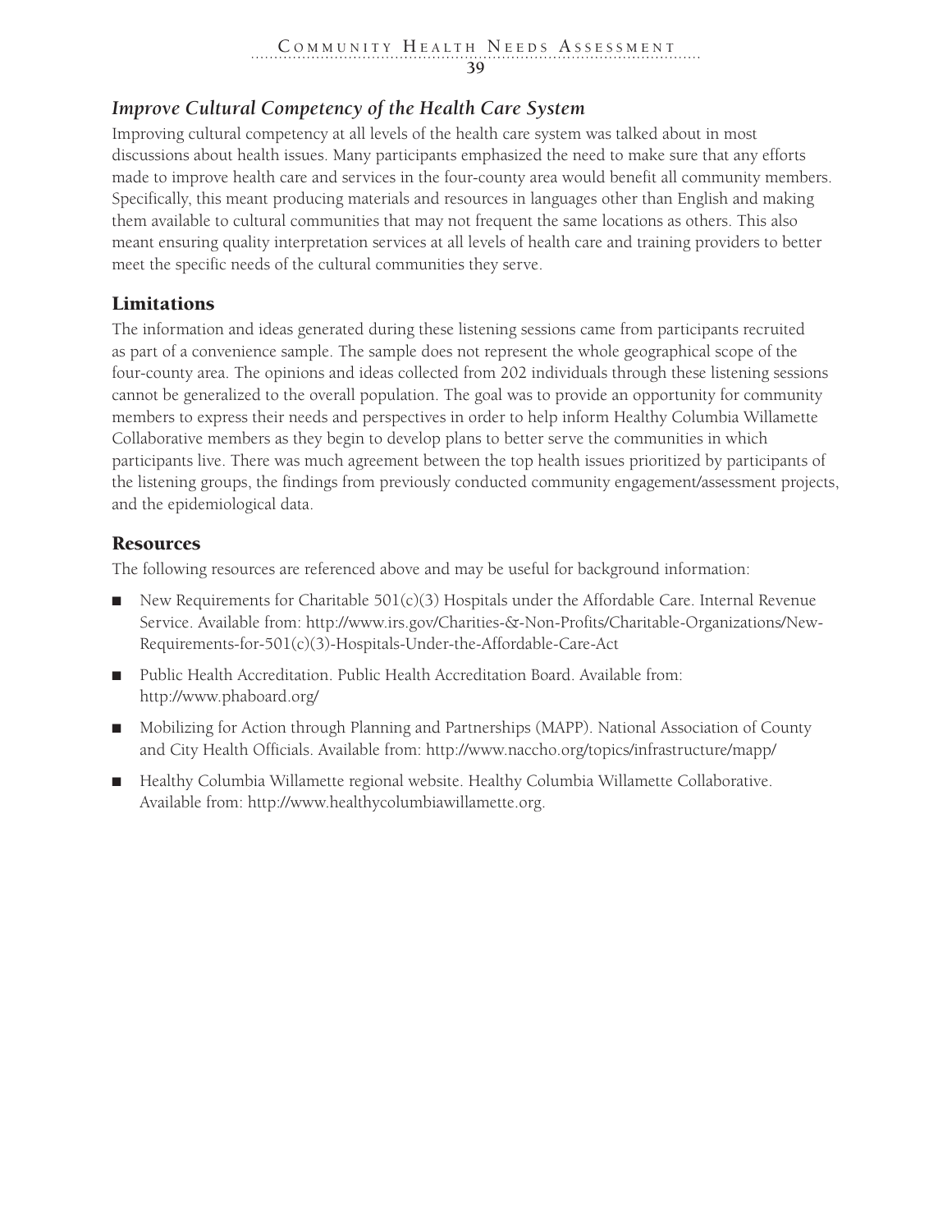### *Improve Cultural Competency of the Health Care System*

Improving cultural competency at all levels of the health care system was talked about in most discussions about health issues. Many participants emphasized the need to make sure that any efforts made to improve health care and services in the four-county area would benefit all community members. Specifically, this meant producing materials and resources in languages other than English and making them available to cultural communities that may not frequent the same locations as others. This also meant ensuring quality interpretation services at all levels of health care and training providers to better meet the specific needs of the cultural communities they serve.

## Limitations

The information and ideas generated during these listening sessions came from participants recruited as part of a convenience sample. The sample does not represent the whole geographical scope of the four-county area. The opinions and ideas collected from 202 individuals through these listening sessions cannot be generalized to the overall population. The goal was to provide an opportunity for community members to express their needs and perspectives in order to help inform Healthy Columbia Willamette Collaborative members as they begin to develop plans to better serve the communities in which participants live. There was much agreement between the top health issues prioritized by participants of the listening groups, the findings from previously conducted community engagement/assessment projects, and the epidemiological data.

## Resources

The following resources are referenced above and may be useful for background information:

- New Requirements for Charitable 501(c)(3) Hospitals under the Affordable Care. Internal Revenue Service. Available from: http://www.irs.gov/Charities-&-Non-Profits/Charitable-Organizations/New-Requirements-for-501(c)(3)-Hospitals-Under-the-Affordable-Care-Act
- Public Health Accreditation. Public Health Accreditation Board. Available from: http://www.phaboard.org/
- Mobilizing for Action through Planning and Partnerships (MAPP). National Association of County and City Health Officials. Available from: http://www.naccho.org/topics/infrastructure/mapp/
- Healthy Columbia Willamette regional website. Healthy Columbia Willamette Collaborative. Available from: http://www.healthycolumbiawillamette.org.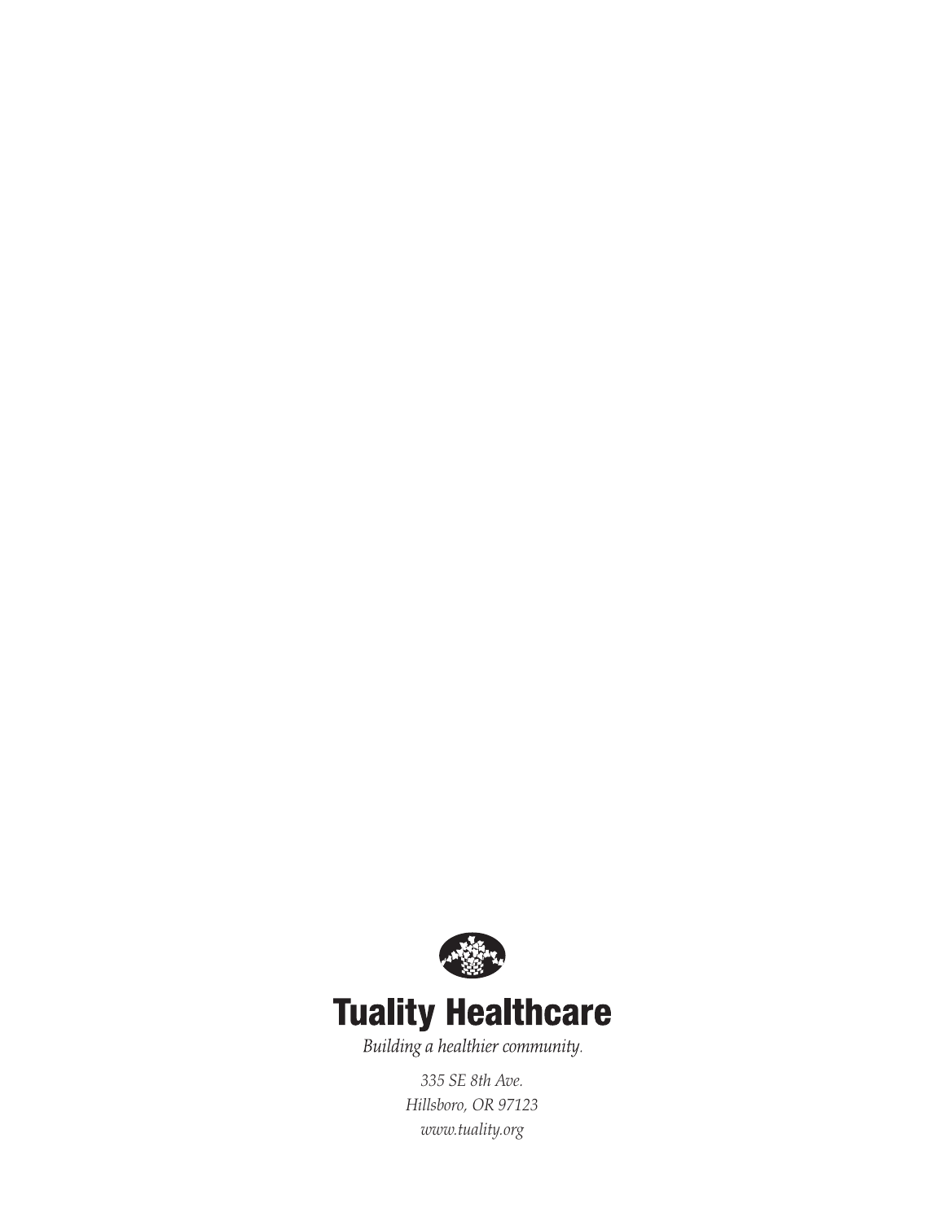**Tuality Healthcare**

*Building a healthier community.*

*335 SE 8th Ave.*
*Hillsboro, OR 97123*
*www.tuality.org*